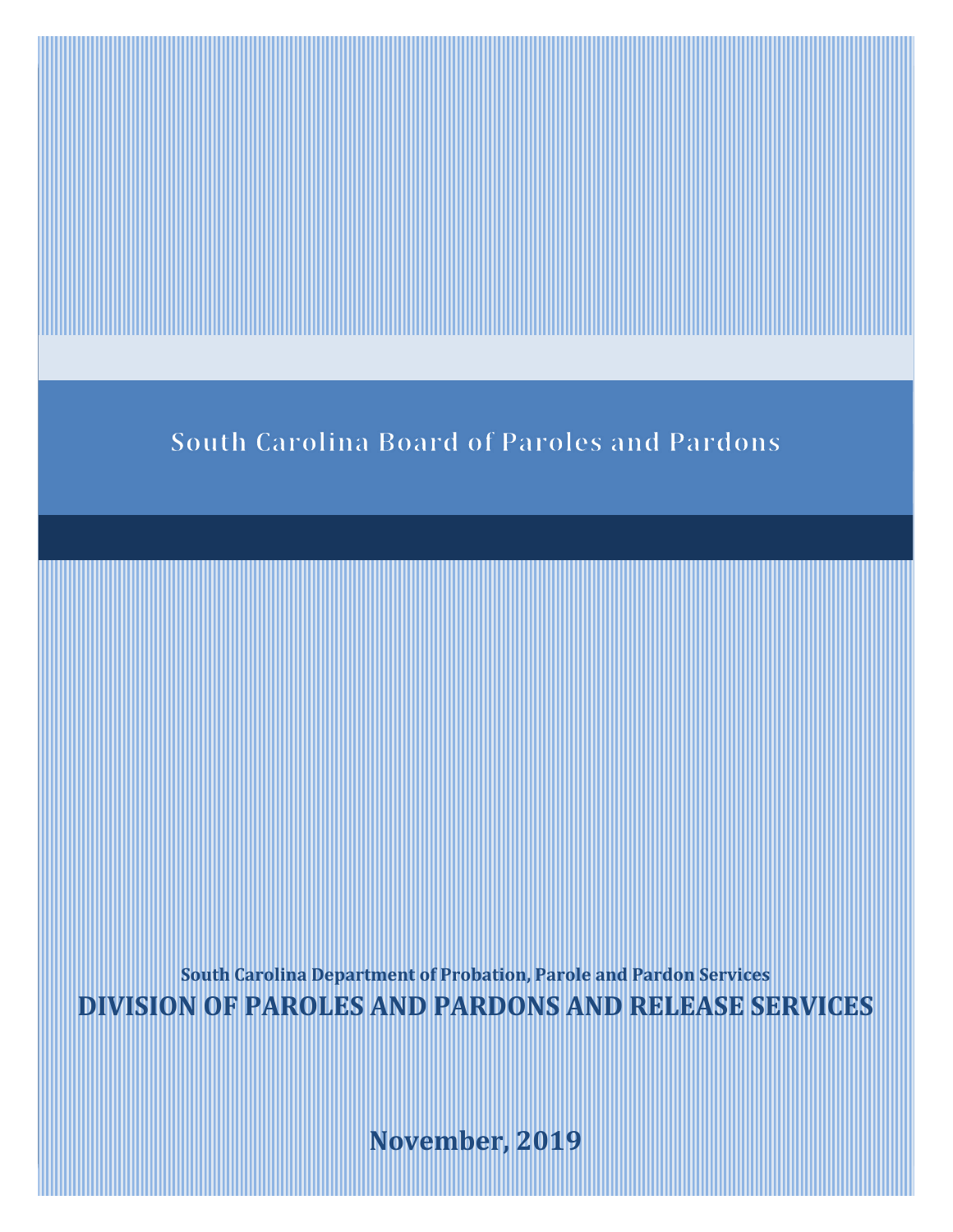# South Carolina Board of Paroles and Pardons

**South Carolina Department of Probation, Parole and Pardon Services**

## DIVISION OF PAROLES AND PARDONS AND RELEASE SERVICES

**November, 2019**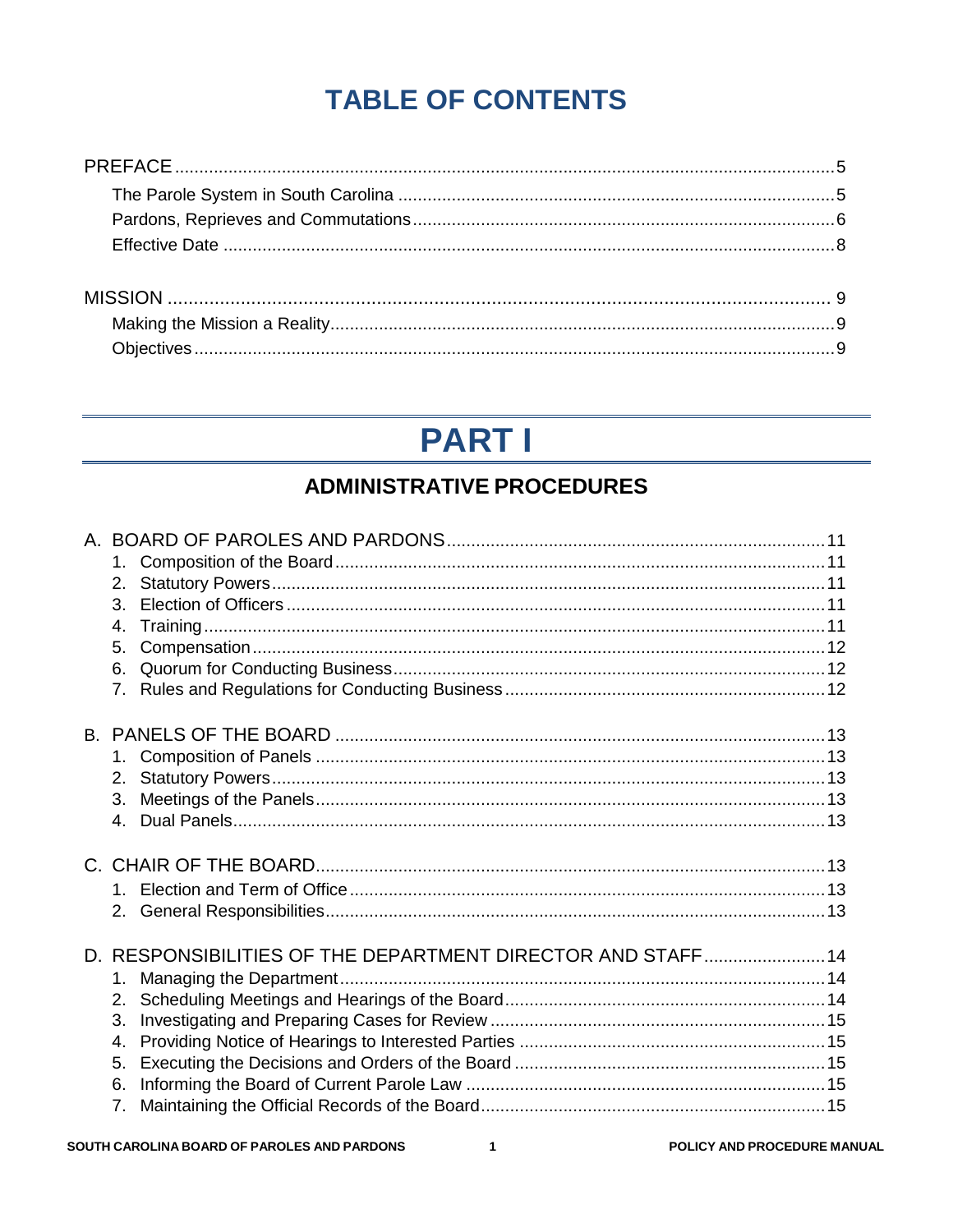# TABLE OF CONTENTS

PREFACE ..... 5
- The Parole System in South Carolina ..... 5
- Pardons, Reprieves and Commutations ..... 6
- Effective Date ..... 8

MISSION ..... 9
- Making the Mission a Reality ..... 9
- Objectives ..... 9

# PART I

## ADMINISTRATIVE PROCEDURES

A. BOARD OF PAROLES AND PARDONS ..... 11
1. Composition of the Board ..... 11
2. Statutory Powers ..... 11
3. Election of Officers ..... 11
4. Training ..... 11
5. Compensation ..... 12
6. Quorum for Conducting Business ..... 12
7. Rules and Regulations for Conducting Business ..... 12

B. PANELS OF THE BOARD ..... 13
1. Composition of Panels ..... 13
2. Statutory Powers ..... 13
3. Meetings of the Panels ..... 13
4. Dual Panels ..... 13

C. CHAIR OF THE BOARD ..... 13
1. Election and Term of Office ..... 13
2. General Responsibilities ..... 13

D. RESPONSIBILITIES OF THE DEPARTMENT DIRECTOR AND STAFF ..... 14
1. Managing the Department ..... 14
2. Scheduling Meetings and Hearings of the Board ..... 14
3. Investigating and Preparing Cases for Review ..... 15
4. Providing Notice of Hearings to Interested Parties ..... 15
5. Executing the Decisions and Orders of the Board ..... 15
6. Informing the Board of Current Parole Law ..... 15
7. Maintaining the Official Records of the Board ..... 15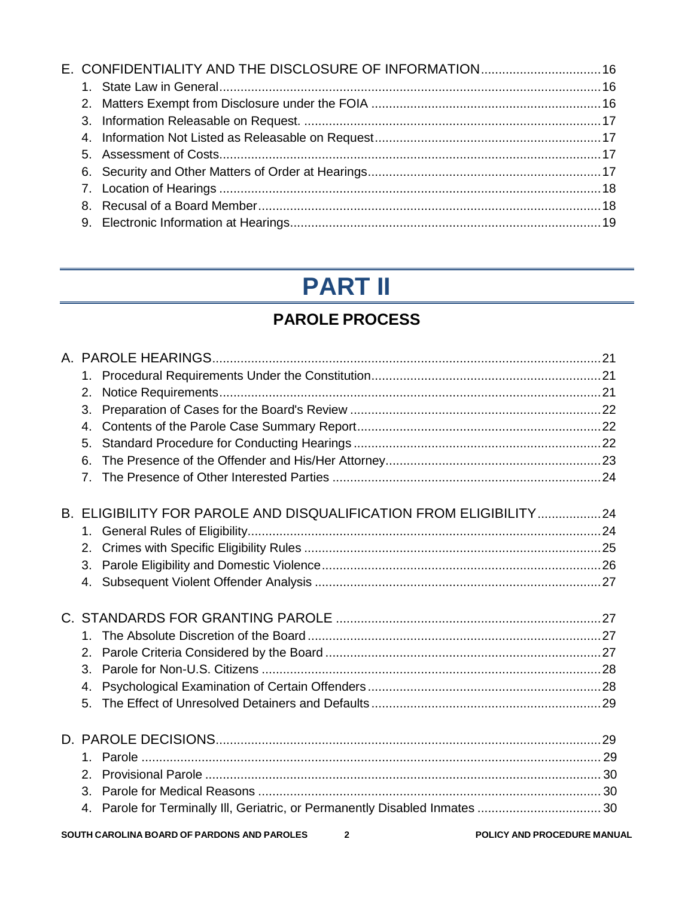E. CONFIDENTIALITY AND THE DISCLOSURE OF INFORMATION .......... 16
   1. State Law in General .......... 16
   2. Matters Exempt from Disclosure under the FOIA .......... 16
   3. Information Releasable on Request. .......... 17
   4. Information Not Listed as Releasable on Request .......... 17
   5. Assessment of Costs .......... 17
   6. Security and Other Matters of Order at Hearings .......... 17
   7. Location of Hearings .......... 18
   8. Recusal of a Board Member .......... 18
   9. Electronic Information at Hearings .......... 19

# PART II

## PAROLE PROCESS

A. PAROLE HEARINGS .......... 21
   1. Procedural Requirements Under the Constitution .......... 21
   2. Notice Requirements .......... 21
   3. Preparation of Cases for the Board's Review .......... 22
   4. Contents of the Parole Case Summary Report .......... 22
   5. Standard Procedure for Conducting Hearings .......... 22
   6. The Presence of the Offender and His/Her Attorney .......... 23
   7. The Presence of Other Interested Parties .......... 24

B. ELIGIBILITY FOR PAROLE AND DISQUALIFICATION FROM ELIGIBILITY .......... 24
   1. General Rules of Eligibility .......... 24
   2. Crimes with Specific Eligibility Rules .......... 25
   3. Parole Eligibility and Domestic Violence .......... 26
   4. Subsequent Violent Offender Analysis .......... 27

C. STANDARDS FOR GRANTING PAROLE .......... 27
   1. The Absolute Discretion of the Board .......... 27
   2. Parole Criteria Considered by the Board .......... 27
   3. Parole for Non-U.S. Citizens .......... 28
   4. Psychological Examination of Certain Offenders .......... 28
   5. The Effect of Unresolved Detainers and Defaults .......... 29

D. PAROLE DECISIONS .......... 29
   1. Parole .......... 29
   2. Provisional Parole .......... 30
   3. Parole for Medical Reasons .......... 30
   4. Parole for Terminally Ill, Geriatric, or Permanently Disabled Inmates .......... 30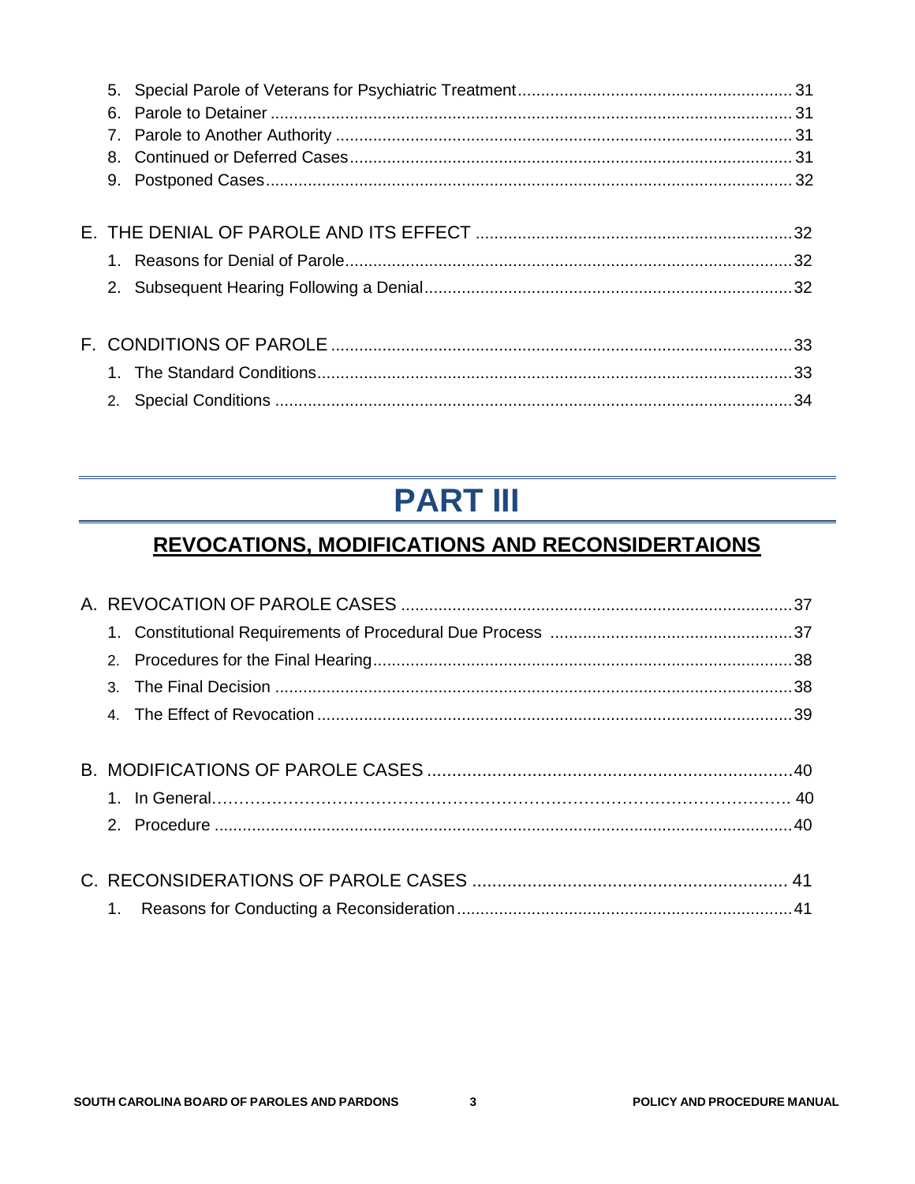5. Special Parole of Veterans for Psychiatric Treatment .......... 31
6. Parole to Detainer .......... 31
7. Parole to Another Authority .......... 31
8. Continued or Deferred Cases .......... 31
9. Postponed Cases .......... 32

E. THE DENIAL OF PAROLE AND ITS EFFECT .......... 32

1. Reasons for Denial of Parole .......... 32
2. Subsequent Hearing Following a Denial .......... 32

F. CONDITIONS OF PAROLE .......... 33

1. The Standard Conditions .......... 33
2. Special Conditions .......... 34

# PART III

## REVOCATIONS, MODIFICATIONS AND RECONSIDERTAIONS

A. REVOCATION OF PAROLE CASES .......... 37

1. Constitutional Requirements of Procedural Due Process .......... 37
2. Procedures for the Final Hearing .......... 38
3. The Final Decision .......... 38
4. The Effect of Revocation .......... 39

B. MODIFICATIONS OF PAROLE CASES .......... 40

1. In General .......... 40
2. Procedure .......... 40

C. RECONSIDERATIONS OF PAROLE CASES .......... 41

1. Reasons for Conducting a Reconsideration .......... 41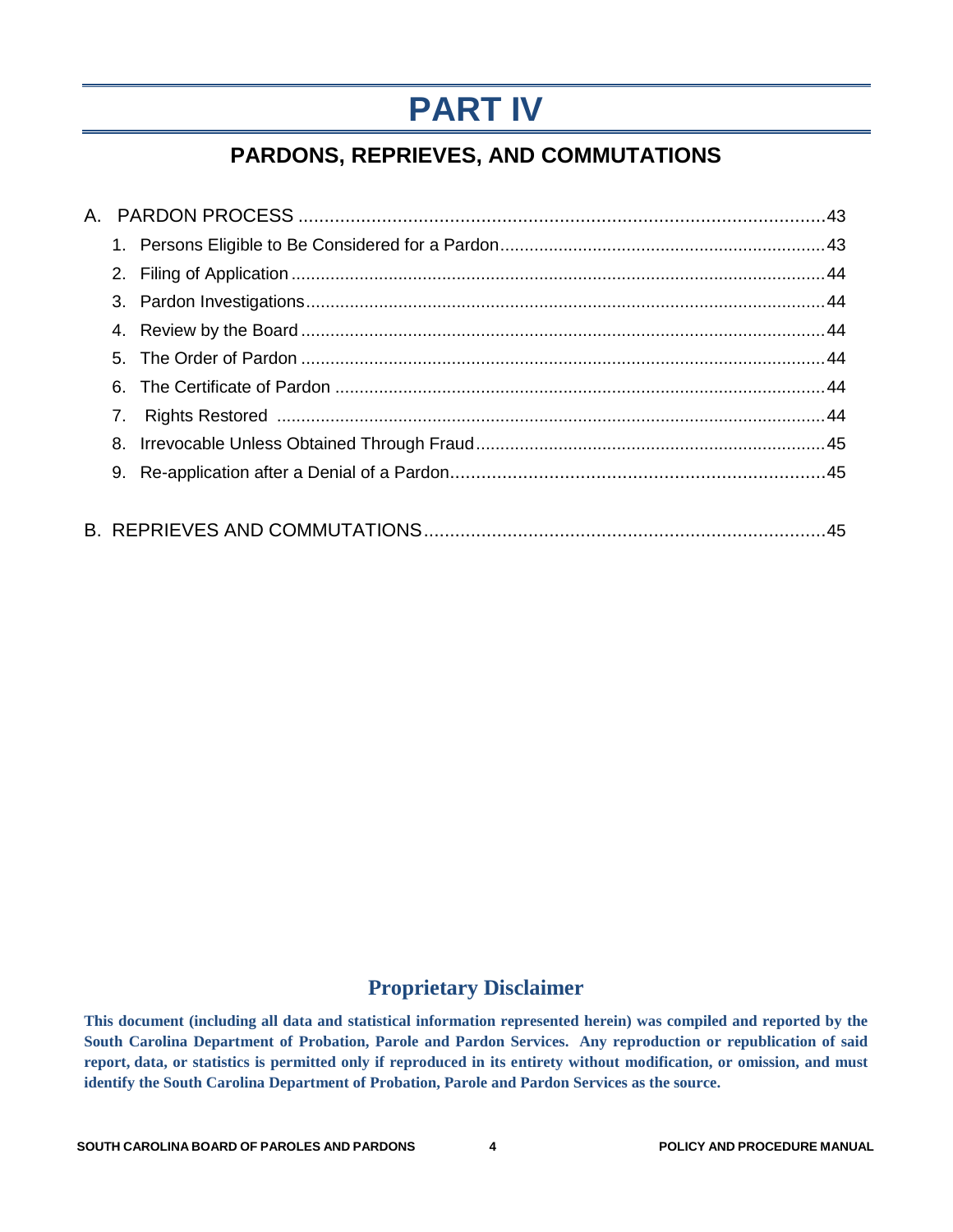# PART IV

## PARDONS, REPRIEVES, AND COMMUTATIONS

A. PARDON PROCESS ........................................................................................................43

1. Persons Eligible to Be Considered for a Pardon..................................................................43
2. Filing of Application............................................................................................................44
3. Pardon Investigations..........................................................................................................44
4. Review by the Board...........................................................................................................44
5. The Order of Pardon...........................................................................................................44
6. The Certificate of Pardon....................................................................................................44
7. Rights Restored..................................................................................................................44
8. Irrevocable Unless Obtained Through Fraud.......................................................................45
9. Re-application after a Denial of a Pardon.........................................................................45

B. REPRIEVES AND COMMUTATIONS............................................................................45

## Proprietary Disclaimer

**This document (including all data and statistical information represented herein) was compiled and reported by the South Carolina Department of Probation, Parole and Pardon Services. Any reproduction or republication of said report, data, or statistics is permitted only if reproduced in its entirety without modification, or omission, and must identify the South Carolina Department of Probation, Parole and Pardon Services as the source.**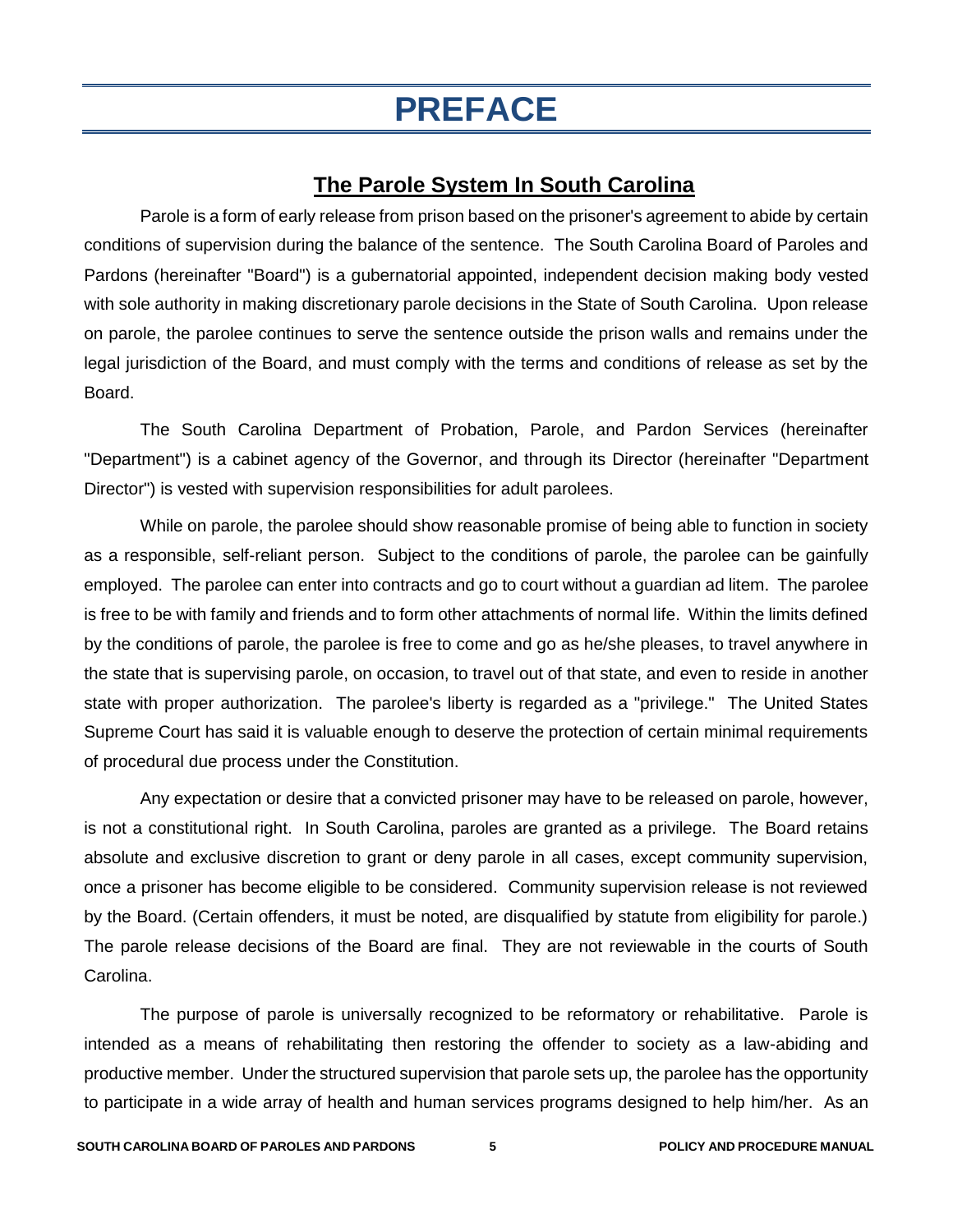# PREFACE

## The Parole System In South Carolina

Parole is a form of early release from prison based on the prisoner's agreement to abide by certain conditions of supervision during the balance of the sentence. The South Carolina Board of Paroles and Pardons (hereinafter "Board") is a gubernatorial appointed, independent decision making body vested with sole authority in making discretionary parole decisions in the State of South Carolina. Upon release on parole, the parolee continues to serve the sentence outside the prison walls and remains under the legal jurisdiction of the Board, and must comply with the terms and conditions of release as set by the Board.

The South Carolina Department of Probation, Parole, and Pardon Services (hereinafter "Department") is a cabinet agency of the Governor, and through its Director (hereinafter "Department Director") is vested with supervision responsibilities for adult parolees.

While on parole, the parolee should show reasonable promise of being able to function in society as a responsible, self-reliant person. Subject to the conditions of parole, the parolee can be gainfully employed. The parolee can enter into contracts and go to court without a guardian ad litem. The parolee is free to be with family and friends and to form other attachments of normal life. Within the limits defined by the conditions of parole, the parolee is free to come and go as he/she pleases, to travel anywhere in the state that is supervising parole, on occasion, to travel out of that state, and even to reside in another state with proper authorization. The parolee's liberty is regarded as a "privilege." The United States Supreme Court has said it is valuable enough to deserve the protection of certain minimal requirements of procedural due process under the Constitution.

Any expectation or desire that a convicted prisoner may have to be released on parole, however, is not a constitutional right. In South Carolina, paroles are granted as a privilege. The Board retains absolute and exclusive discretion to grant or deny parole in all cases, except community supervision, once a prisoner has become eligible to be considered. Community supervision release is not reviewed by the Board. (Certain offenders, it must be noted, are disqualified by statute from eligibility for parole.) The parole release decisions of the Board are final. They are not reviewable in the courts of South Carolina.

The purpose of parole is universally recognized to be reformatory or rehabilitative. Parole is intended as a means of rehabilitating then restoring the offender to society as a law-abiding and productive member. Under the structured supervision that parole sets up, the parolee has the opportunity to participate in a wide array of health and human services programs designed to help him/her. As an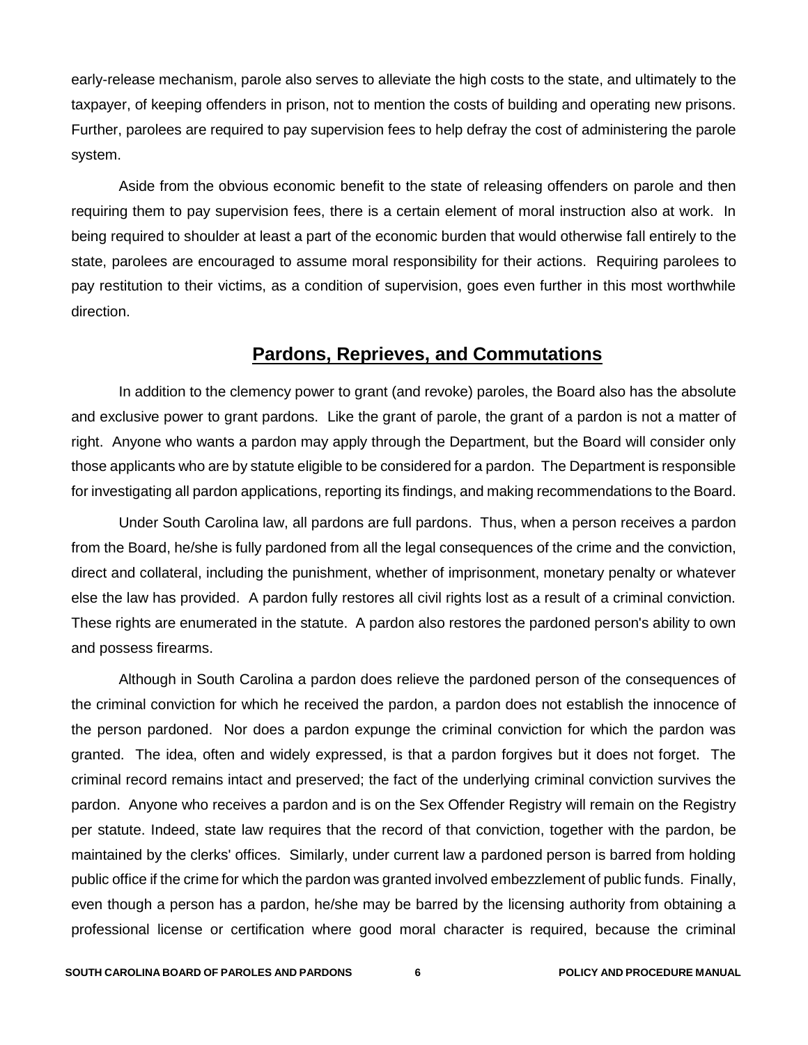early-release mechanism, parole also serves to alleviate the high costs to the state, and ultimately to the taxpayer, of keeping offenders in prison, not to mention the costs of building and operating new prisons. Further, parolees are required to pay supervision fees to help defray the cost of administering the parole system.

Aside from the obvious economic benefit to the state of releasing offenders on parole and then requiring them to pay supervision fees, there is a certain element of moral instruction also at work. In being required to shoulder at least a part of the economic burden that would otherwise fall entirely to the state, parolees are encouraged to assume moral responsibility for their actions. Requiring parolees to pay restitution to their victims, as a condition of supervision, goes even further in this most worthwhile direction.

## Pardons, Reprieves, and Commutations

In addition to the clemency power to grant (and revoke) paroles, the Board also has the absolute and exclusive power to grant pardons. Like the grant of parole, the grant of a pardon is not a matter of right. Anyone who wants a pardon may apply through the Department, but the Board will consider only those applicants who are by statute eligible to be considered for a pardon. The Department is responsible for investigating all pardon applications, reporting its findings, and making recommendations to the Board.

Under South Carolina law, all pardons are full pardons. Thus, when a person receives a pardon from the Board, he/she is fully pardoned from all the legal consequences of the crime and the conviction, direct and collateral, including the punishment, whether of imprisonment, monetary penalty or whatever else the law has provided. A pardon fully restores all civil rights lost as a result of a criminal conviction. These rights are enumerated in the statute. A pardon also restores the pardoned person's ability to own and possess firearms.

Although in South Carolina a pardon does relieve the pardoned person of the consequences of the criminal conviction for which he received the pardon, a pardon does not establish the innocence of the person pardoned. Nor does a pardon expunge the criminal conviction for which the pardon was granted. The idea, often and widely expressed, is that a pardon forgives but it does not forget. The criminal record remains intact and preserved; the fact of the underlying criminal conviction survives the pardon. Anyone who receives a pardon and is on the Sex Offender Registry will remain on the Registry per statute. Indeed, state law requires that the record of that conviction, together with the pardon, be maintained by the clerks' offices. Similarly, under current law a pardoned person is barred from holding public office if the crime for which the pardon was granted involved embezzlement of public funds. Finally, even though a person has a pardon, he/she may be barred by the licensing authority from obtaining a professional license or certification where good moral character is required, because the criminal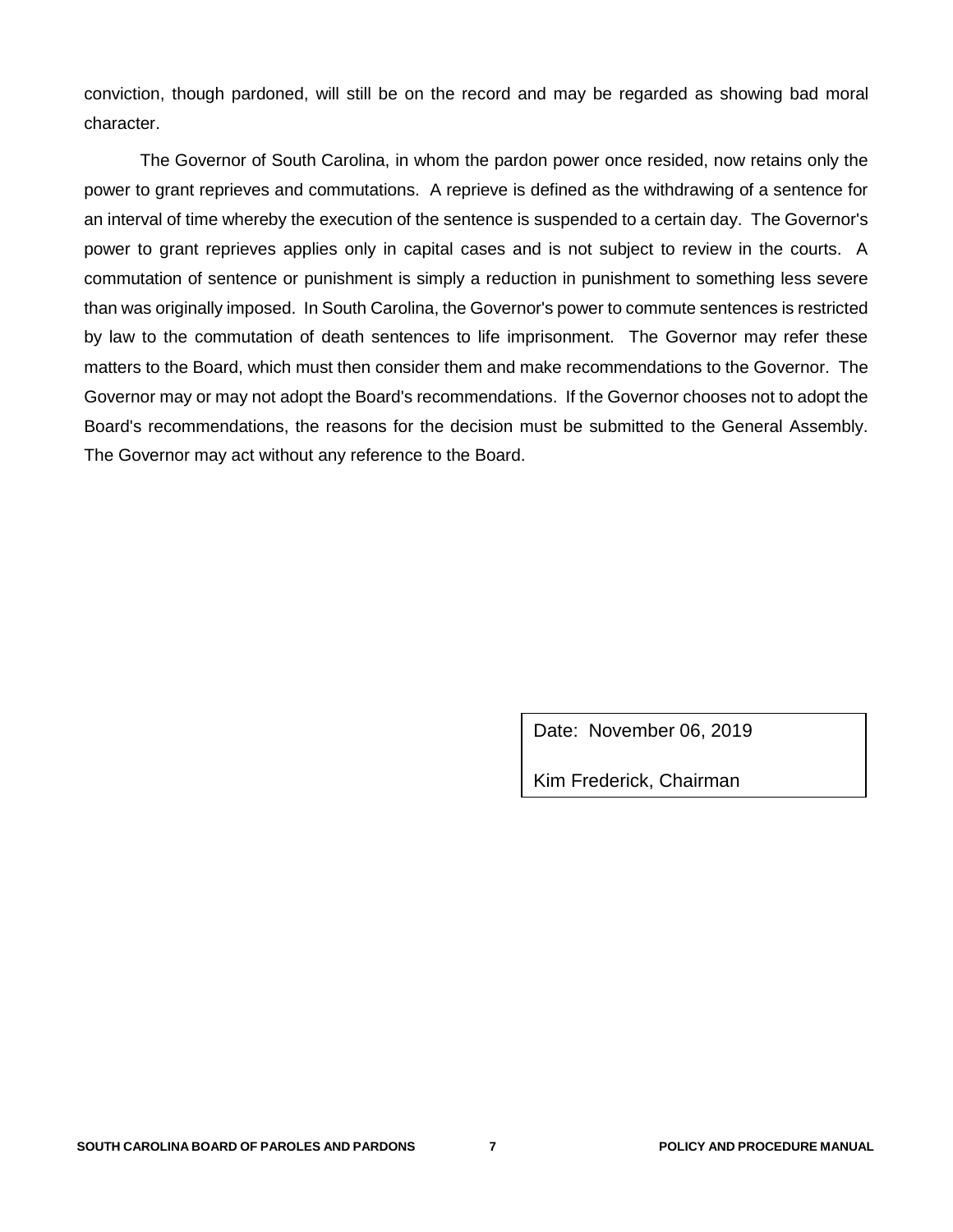conviction, though pardoned, will still be on the record and may be regarded as showing bad moral character.

The Governor of South Carolina, in whom the pardon power once resided, now retains only the power to grant reprieves and commutations. A reprieve is defined as the withdrawing of a sentence for an interval of time whereby the execution of the sentence is suspended to a certain day. The Governor's power to grant reprieves applies only in capital cases and is not subject to review in the courts. A commutation of sentence or punishment is simply a reduction in punishment to something less severe than was originally imposed. In South Carolina, the Governor's power to commute sentences is restricted by law to the commutation of death sentences to life imprisonment. The Governor may refer these matters to the Board, which must then consider them and make recommendations to the Governor. The Governor may or may not adopt the Board's recommendations. If the Governor chooses not to adopt the Board's recommendations, the reasons for the decision must be submitted to the General Assembly. The Governor may act without any reference to the Board.

| Date: November 06, 2019 |
|---|
| Kim Frederick, Chairman |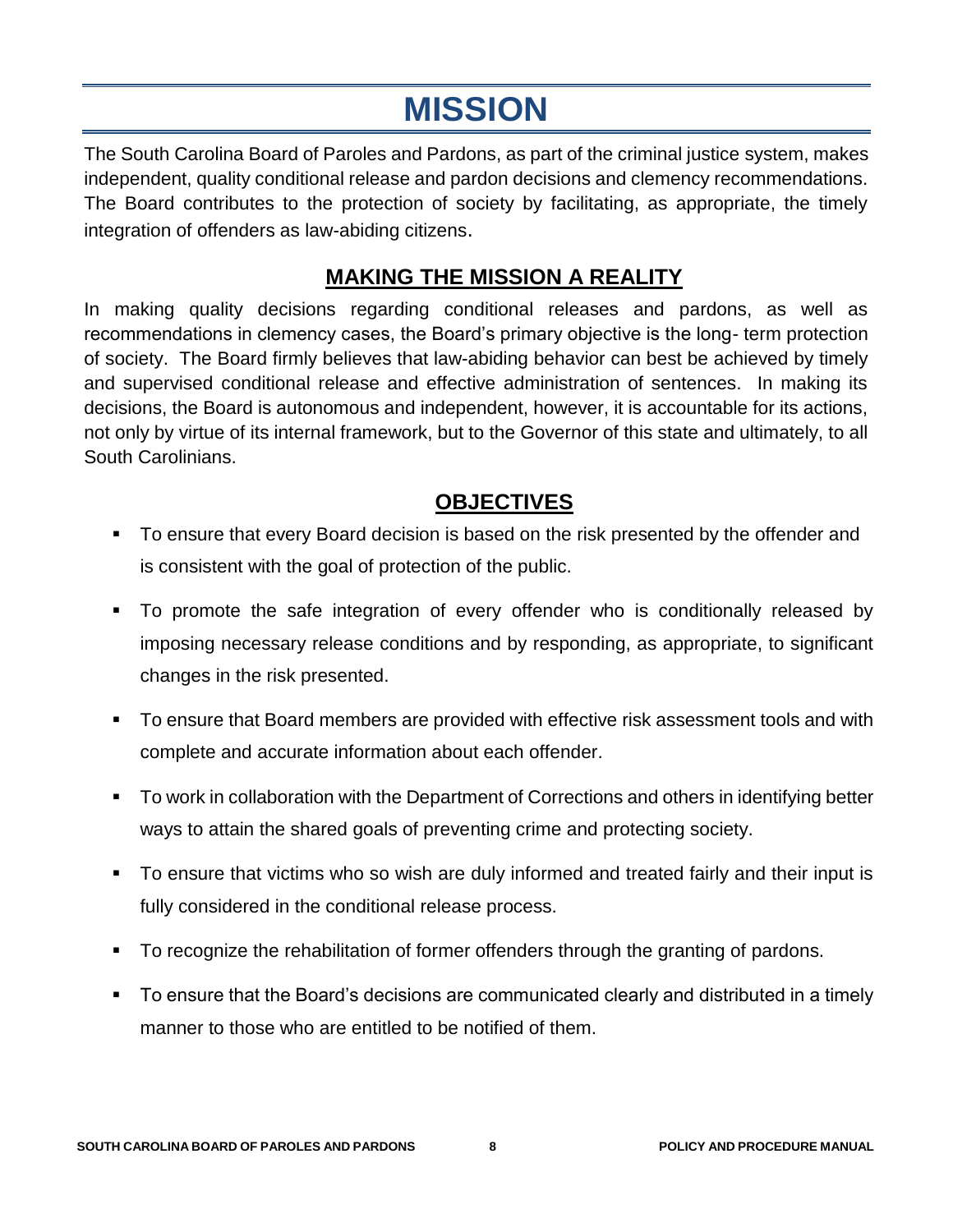# MISSION

The South Carolina Board of Paroles and Pardons, as part of the criminal justice system, makes independent, quality conditional release and pardon decisions and clemency recommendations. The Board contributes to the protection of society by facilitating, as appropriate, the timely integration of offenders as law-abiding citizens.

## MAKING THE MISSION A REALITY

In making quality decisions regarding conditional releases and pardons, as well as recommendations in clemency cases, the Board's primary objective is the long- term protection of society. The Board firmly believes that law-abiding behavior can best be achieved by timely and supervised conditional release and effective administration of sentences. In making its decisions, the Board is autonomous and independent, however, it is accountable for its actions, not only by virtue of its internal framework, but to the Governor of this state and ultimately, to all South Carolinians.

## OBJECTIVES

- To ensure that every Board decision is based on the risk presented by the offender and is consistent with the goal of protection of the public.
- To promote the safe integration of every offender who is conditionally released by imposing necessary release conditions and by responding, as appropriate, to significant changes in the risk presented.
- To ensure that Board members are provided with effective risk assessment tools and with complete and accurate information about each offender.
- To work in collaboration with the Department of Corrections and others in identifying better ways to attain the shared goals of preventing crime and protecting society.
- To ensure that victims who so wish are duly informed and treated fairly and their input is fully considered in the conditional release process.
- To recognize the rehabilitation of former offenders through the granting of pardons.
- To ensure that the Board's decisions are communicated clearly and distributed in a timely manner to those who are entitled to be notified of them.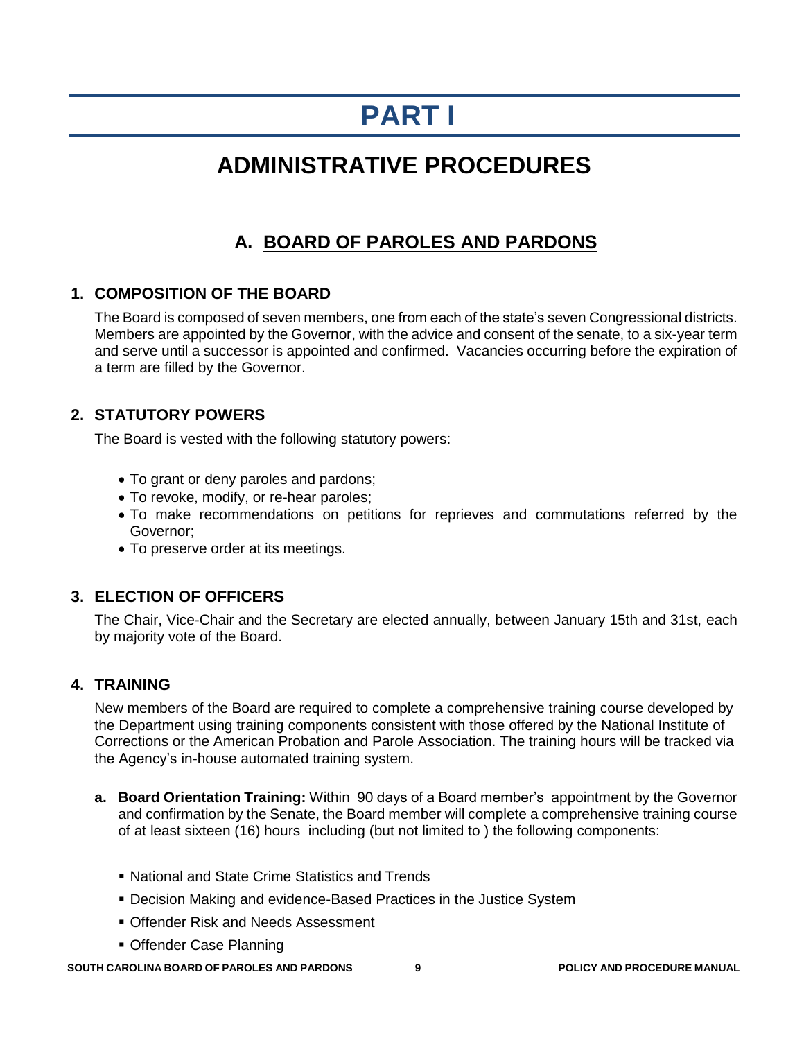# PART I

# ADMINISTRATIVE PROCEDURES

## A. BOARD OF PAROLES AND PARDONS

### 1. COMPOSITION OF THE BOARD

The Board is composed of seven members, one from each of the state's seven Congressional districts. Members are appointed by the Governor, with the advice and consent of the senate, to a six-year term and serve until a successor is appointed and confirmed. Vacancies occurring before the expiration of a term are filled by the Governor.

### 2. STATUTORY POWERS

The Board is vested with the following statutory powers:

- To grant or deny paroles and pardons;
- To revoke, modify, or re-hear paroles;
- To make recommendations on petitions for reprieves and commutations referred by the Governor;
- To preserve order at its meetings.

### 3. ELECTION OF OFFICERS

The Chair, Vice-Chair and the Secretary are elected annually, between January 15th and 31st, each by majority vote of the Board.

### 4. TRAINING

New members of the Board are required to complete a comprehensive training course developed by the Department using training components consistent with those offered by the National Institute of Corrections or the American Probation and Parole Association. The training hours will be tracked via the Agency's in-house automated training system.

**a. Board Orientation Training:** Within 90 days of a Board member's appointment by the Governor and confirmation by the Senate, the Board member will complete a comprehensive training course of at least sixteen (16) hours including (but not limited to ) the following components:

- National and State Crime Statistics and Trends
- Decision Making and evidence-Based Practices in the Justice System
- Offender Risk and Needs Assessment
- Offender Case Planning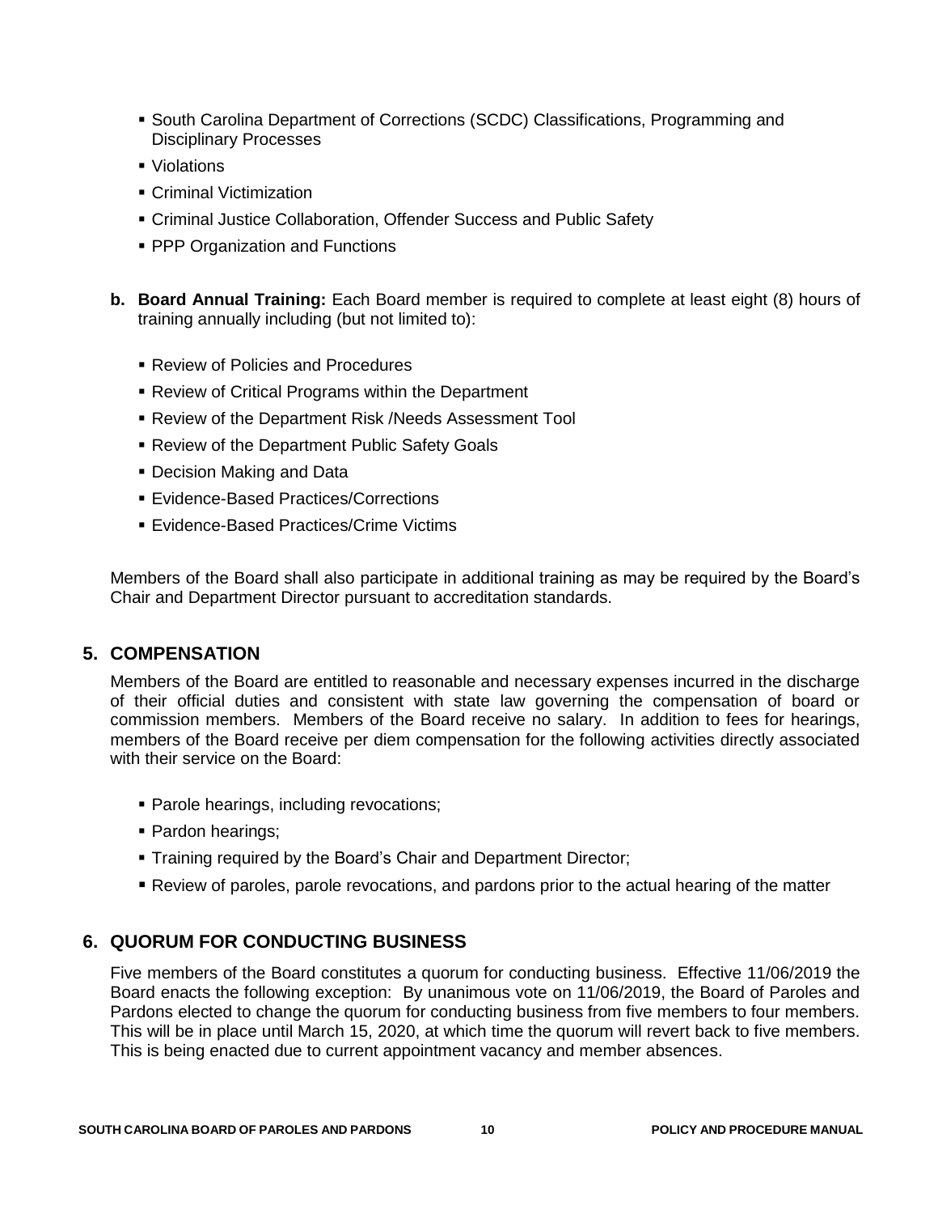- South Carolina Department of Corrections (SCDC) Classifications, Programming and Disciplinary Processes
- Violations
- Criminal Victimization
- Criminal Justice Collaboration, Offender Success and Public Safety
- PPP Organization and Functions

**b. Board Annual Training:** Each Board member is required to complete at least eight (8) hours of training annually including (but not limited to):

- Review of Policies and Procedures
- Review of Critical Programs within the Department
- Review of the Department Risk /Needs Assessment Tool
- Review of the Department Public Safety Goals
- Decision Making and Data
- Evidence-Based Practices/Corrections
- Evidence-Based Practices/Crime Victims

Members of the Board shall also participate in additional training as may be required by the Board's Chair and Department Director pursuant to accreditation standards.

## 5. COMPENSATION

Members of the Board are entitled to reasonable and necessary expenses incurred in the discharge of their official duties and consistent with state law governing the compensation of board or commission members. Members of the Board receive no salary. In addition to fees for hearings, members of the Board receive per diem compensation for the following activities directly associated with their service on the Board:

- Parole hearings, including revocations;
- Pardon hearings;
- Training required by the Board's Chair and Department Director;
- Review of paroles, parole revocations, and pardons prior to the actual hearing of the matter

## 6. QUORUM FOR CONDUCTING BUSINESS

Five members of the Board constitutes a quorum for conducting business. Effective 11/06/2019 the Board enacts the following exception: By unanimous vote on 11/06/2019, the Board of Paroles and Pardons elected to change the quorum for conducting business from five members to four members. This will be in place until March 15, 2020, at which time the quorum will revert back to five members. This is being enacted due to current appointment vacancy and member absences.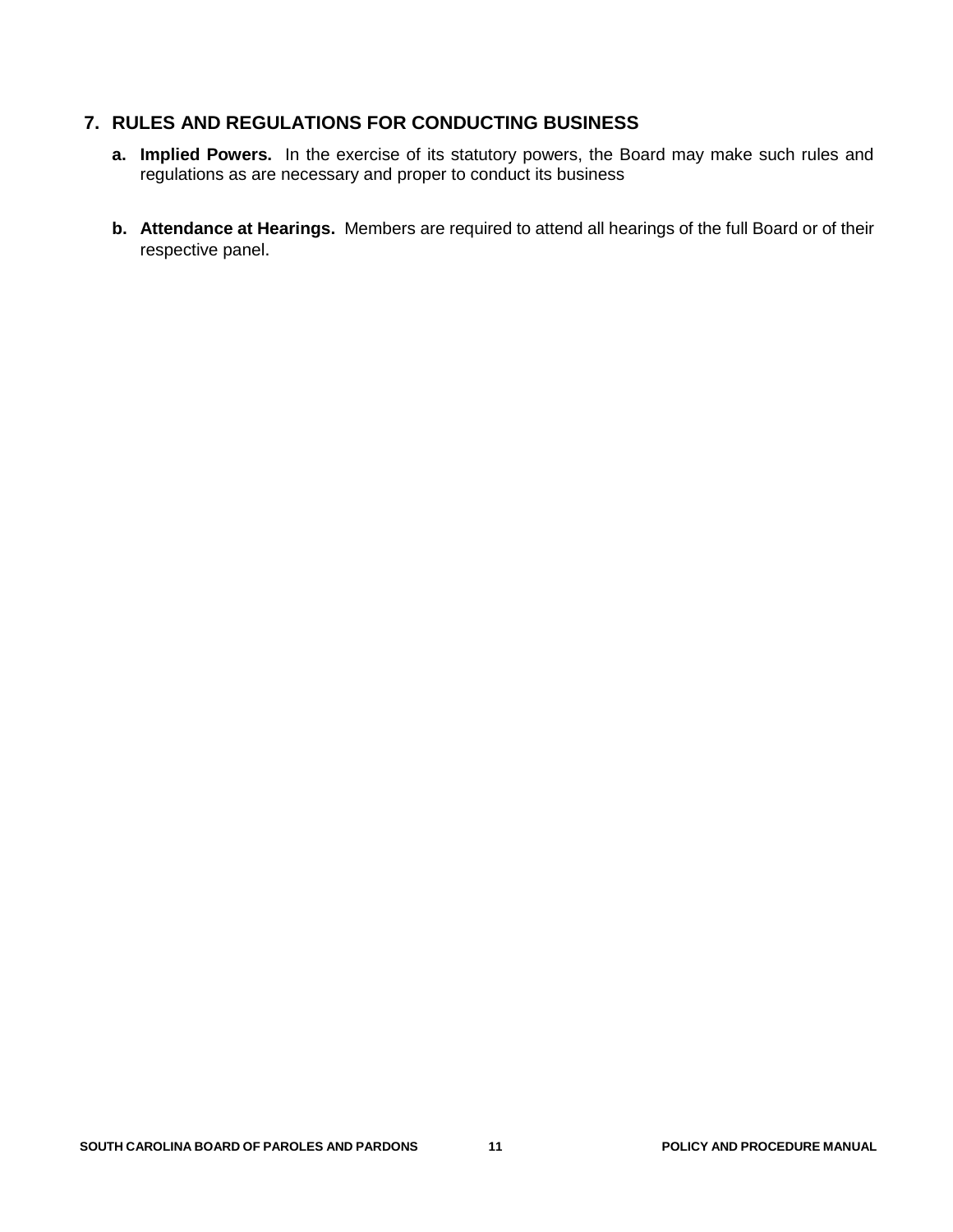## 7. RULES AND REGULATIONS FOR CONDUCTING BUSINESS

a. **Implied Powers.** In the exercise of its statutory powers, the Board may make such rules and regulations as are necessary and proper to conduct its business

b. **Attendance at Hearings.** Members are required to attend all hearings of the full Board or of their respective panel.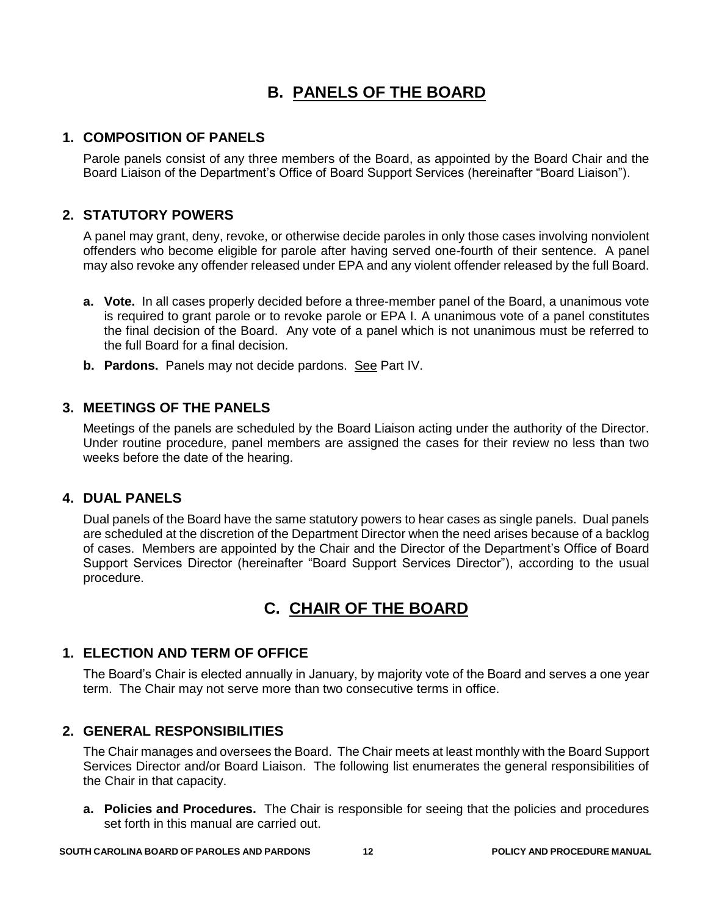## B. PANELS OF THE BOARD

### 1. COMPOSITION OF PANELS

Parole panels consist of any three members of the Board, as appointed by the Board Chair and the Board Liaison of the Department's Office of Board Support Services (hereinafter "Board Liaison").

### 2. STATUTORY POWERS

A panel may grant, deny, revoke, or otherwise decide paroles in only those cases involving nonviolent offenders who become eligible for parole after having served one-fourth of their sentence. A panel may also revoke any offender released under EPA and any violent offender released by the full Board.

- **a. Vote.** In all cases properly decided before a three-member panel of the Board, a unanimous vote is required to grant parole or to revoke parole or EPA I. A unanimous vote of a panel constitutes the final decision of the Board. Any vote of a panel which is not unanimous must be referred to the full Board for a final decision.
- **b. Pardons.** Panels may not decide pardons. See Part IV.

### 3. MEETINGS OF THE PANELS

Meetings of the panels are scheduled by the Board Liaison acting under the authority of the Director. Under routine procedure, panel members are assigned the cases for their review no less than two weeks before the date of the hearing.

### 4. DUAL PANELS

Dual panels of the Board have the same statutory powers to hear cases as single panels. Dual panels are scheduled at the discretion of the Department Director when the need arises because of a backlog of cases. Members are appointed by the Chair and the Director of the Department's Office of Board Support Services Director (hereinafter "Board Support Services Director"), according to the usual procedure.

## C. CHAIR OF THE BOARD

### 1. ELECTION AND TERM OF OFFICE

The Board's Chair is elected annually in January, by majority vote of the Board and serves a one year term. The Chair may not serve more than two consecutive terms in office.

### 2. GENERAL RESPONSIBILITIES

The Chair manages and oversees the Board. The Chair meets at least monthly with the Board Support Services Director and/or Board Liaison. The following list enumerates the general responsibilities of the Chair in that capacity.

- **a. Policies and Procedures.** The Chair is responsible for seeing that the policies and procedures set forth in this manual are carried out.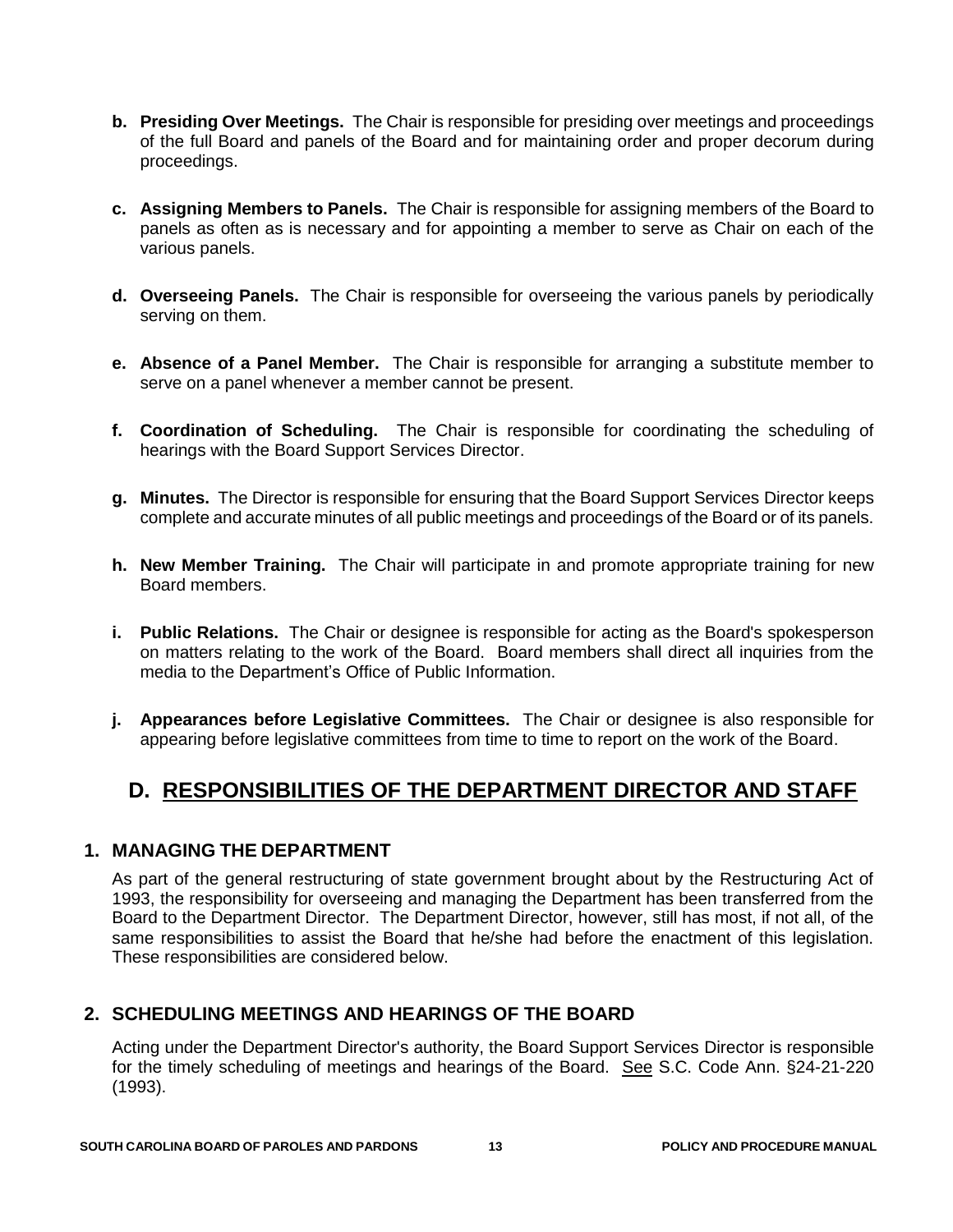- **b. Presiding Over Meetings.** The Chair is responsible for presiding over meetings and proceedings of the full Board and panels of the Board and for maintaining order and proper decorum during proceedings.

- **c. Assigning Members to Panels.** The Chair is responsible for assigning members of the Board to panels as often as is necessary and for appointing a member to serve as Chair on each of the various panels.

- **d. Overseeing Panels.** The Chair is responsible for overseeing the various panels by periodically serving on them.

- **e. Absence of a Panel Member.** The Chair is responsible for arranging a substitute member to serve on a panel whenever a member cannot be present.

- **f. Coordination of Scheduling.** The Chair is responsible for coordinating the scheduling of hearings with the Board Support Services Director.

- **g. Minutes.** The Director is responsible for ensuring that the Board Support Services Director keeps complete and accurate minutes of all public meetings and proceedings of the Board or of its panels.

- **h. New Member Training.** The Chair will participate in and promote appropriate training for new Board members.

- **i. Public Relations.** The Chair or designee is responsible for acting as the Board's spokesperson on matters relating to the work of the Board. Board members shall direct all inquiries from the media to the Department's Office of Public Information.

- **j. Appearances before Legislative Committees.** The Chair or designee is also responsible for appearing before legislative committees from time to time to report on the work of the Board.

## D. RESPONSIBILITIES OF THE DEPARTMENT DIRECTOR AND STAFF

### 1. MANAGING THE DEPARTMENT

As part of the general restructuring of state government brought about by the Restructuring Act of 1993, the responsibility for overseeing and managing the Department has been transferred from the Board to the Department Director. The Department Director, however, still has most, if not all, of the same responsibilities to assist the Board that he/she had before the enactment of this legislation. These responsibilities are considered below.

### 2. SCHEDULING MEETINGS AND HEARINGS OF THE BOARD

Acting under the Department Director's authority, the Board Support Services Director is responsible for the timely scheduling of meetings and hearings of the Board. See S.C. Code Ann. §24-21-220 (1993).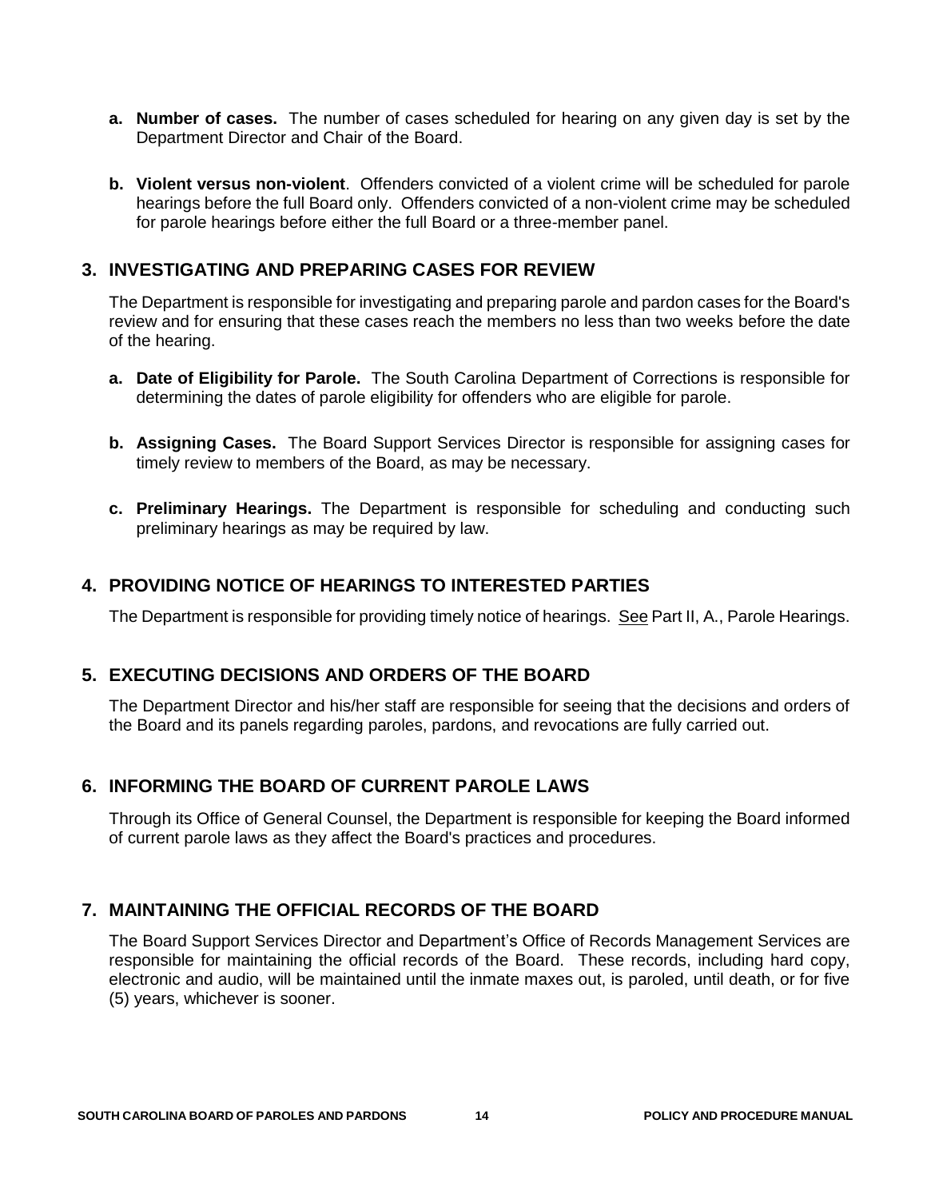- **a. Number of cases.** The number of cases scheduled for hearing on any given day is set by the Department Director and Chair of the Board.

- **b. Violent versus non-violent**. Offenders convicted of a violent crime will be scheduled for parole hearings before the full Board only. Offenders convicted of a non-violent crime may be scheduled for parole hearings before either the full Board or a three-member panel.

## 3. INVESTIGATING AND PREPARING CASES FOR REVIEW

The Department is responsible for investigating and preparing parole and pardon cases for the Board's review and for ensuring that these cases reach the members no less than two weeks before the date of the hearing.

- **a. Date of Eligibility for Parole.** The South Carolina Department of Corrections is responsible for determining the dates of parole eligibility for offenders who are eligible for parole.

- **b. Assigning Cases.** The Board Support Services Director is responsible for assigning cases for timely review to members of the Board, as may be necessary.

- **c. Preliminary Hearings.** The Department is responsible for scheduling and conducting such preliminary hearings as may be required by law.

## 4. PROVIDING NOTICE OF HEARINGS TO INTERESTED PARTIES

The Department is responsible for providing timely notice of hearings. See Part II, A., Parole Hearings.

## 5. EXECUTING DECISIONS AND ORDERS OF THE BOARD

The Department Director and his/her staff are responsible for seeing that the decisions and orders of the Board and its panels regarding paroles, pardons, and revocations are fully carried out.

## 6. INFORMING THE BOARD OF CURRENT PAROLE LAWS

Through its Office of General Counsel, the Department is responsible for keeping the Board informed of current parole laws as they affect the Board's practices and procedures.

## 7. MAINTAINING THE OFFICIAL RECORDS OF THE BOARD

The Board Support Services Director and Department's Office of Records Management Services are responsible for maintaining the official records of the Board. These records, including hard copy, electronic and audio, will be maintained until the inmate maxes out, is paroled, until death, or for five (5) years, whichever is sooner.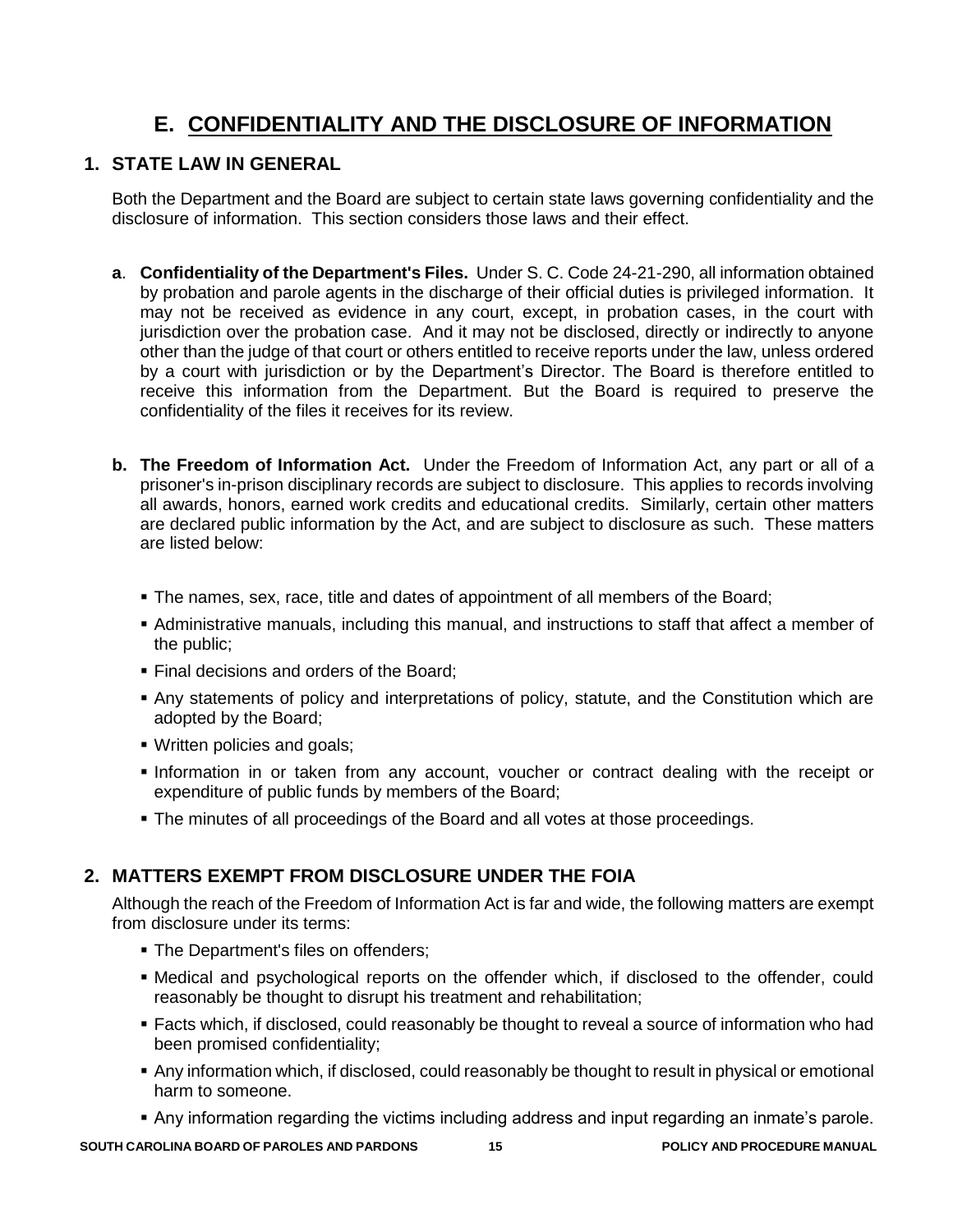# E. CONFIDENTIALITY AND THE DISCLOSURE OF INFORMATION

## 1. STATE LAW IN GENERAL

Both the Department and the Board are subject to certain state laws governing confidentiality and the disclosure of information. This section considers those laws and their effect.

**a**. **Confidentiality of the Department's Files.** Under S. C. Code 24-21-290, all information obtained by probation and parole agents in the discharge of their official duties is privileged information. It may not be received as evidence in any court, except, in probation cases, in the court with jurisdiction over the probation case. And it may not be disclosed, directly or indirectly to anyone other than the judge of that court or others entitled to receive reports under the law, unless ordered by a court with jurisdiction or by the Department's Director. The Board is therefore entitled to receive this information from the Department. But the Board is required to preserve the confidentiality of the files it receives for its review.

**b. The Freedom of Information Act.** Under the Freedom of Information Act, any part or all of a prisoner's in-prison disciplinary records are subject to disclosure. This applies to records involving all awards, honors, earned work credits and educational credits. Similarly, certain other matters are declared public information by the Act, and are subject to disclosure as such. These matters are listed below:

- The names, sex, race, title and dates of appointment of all members of the Board;
- Administrative manuals, including this manual, and instructions to staff that affect a member of the public;
- Final decisions and orders of the Board;
- Any statements of policy and interpretations of policy, statute, and the Constitution which are adopted by the Board;
- Written policies and goals;
- Information in or taken from any account, voucher or contract dealing with the receipt or expenditure of public funds by members of the Board;
- The minutes of all proceedings of the Board and all votes at those proceedings.

## 2. MATTERS EXEMPT FROM DISCLOSURE UNDER THE FOIA

Although the reach of the Freedom of Information Act is far and wide, the following matters are exempt from disclosure under its terms:

- The Department's files on offenders;
- Medical and psychological reports on the offender which, if disclosed to the offender, could reasonably be thought to disrupt his treatment and rehabilitation;
- Facts which, if disclosed, could reasonably be thought to reveal a source of information who had been promised confidentiality;
- Any information which, if disclosed, could reasonably be thought to result in physical or emotional harm to someone.
- Any information regarding the victims including address and input regarding an inmate's parole.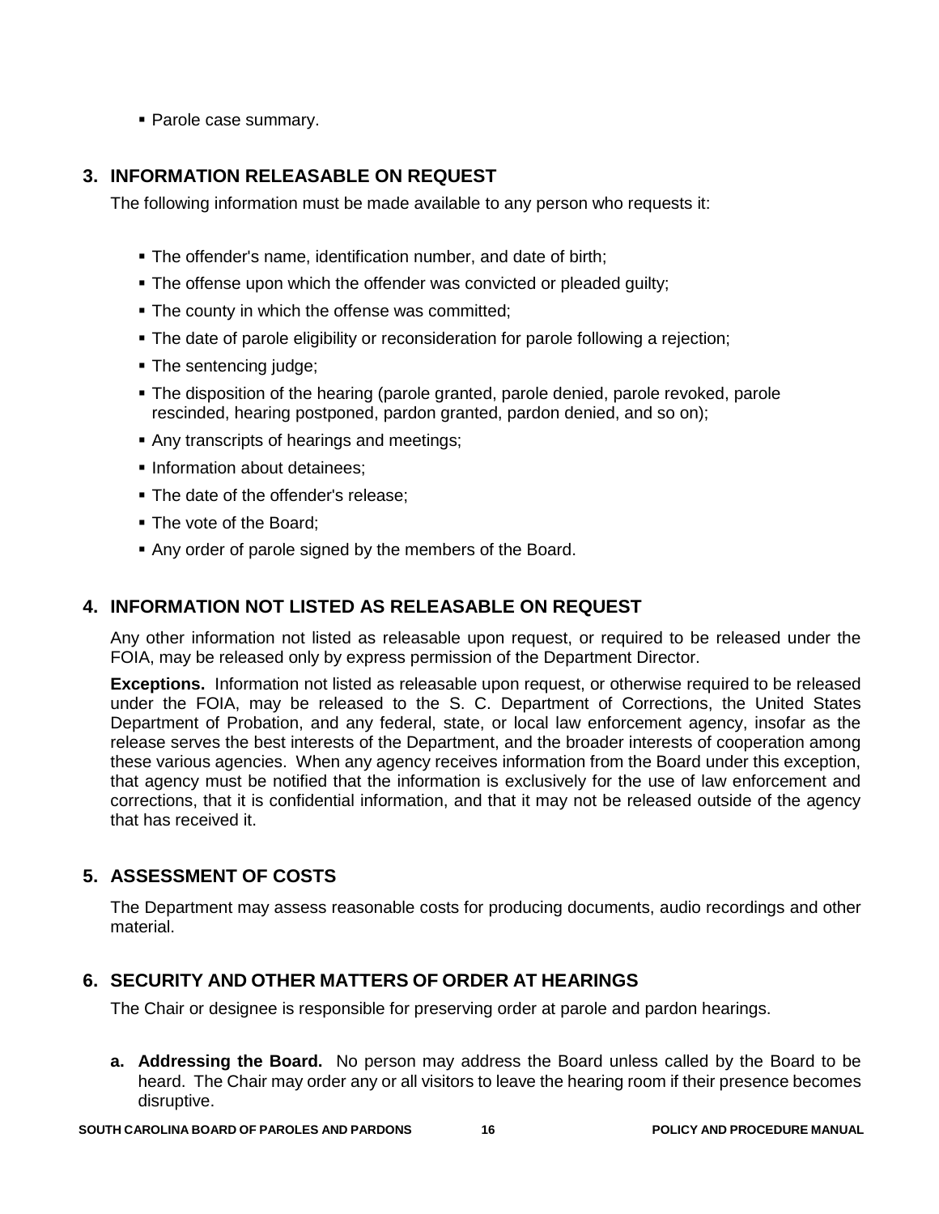- Parole case summary.

## 3. INFORMATION RELEASABLE ON REQUEST

The following information must be made available to any person who requests it:

- The offender's name, identification number, and date of birth;
- The offense upon which the offender was convicted or pleaded guilty;
- The county in which the offense was committed;
- The date of parole eligibility or reconsideration for parole following a rejection;
- The sentencing judge;
- The disposition of the hearing (parole granted, parole denied, parole revoked, parole rescinded, hearing postponed, pardon granted, pardon denied, and so on);
- Any transcripts of hearings and meetings;
- Information about detainees;
- The date of the offender's release;
- The vote of the Board;
- Any order of parole signed by the members of the Board.

## 4. INFORMATION NOT LISTED AS RELEASABLE ON REQUEST

Any other information not listed as releasable upon request, or required to be released under the FOIA, may be released only by express permission of the Department Director.

**Exceptions.** Information not listed as releasable upon request, or otherwise required to be released under the FOIA, may be released to the S. C. Department of Corrections, the United States Department of Probation, and any federal, state, or local law enforcement agency, insofar as the release serves the best interests of the Department, and the broader interests of cooperation among these various agencies. When any agency receives information from the Board under this exception, that agency must be notified that the information is exclusively for the use of law enforcement and corrections, that it is confidential information, and that it may not be released outside of the agency that has received it.

## 5. ASSESSMENT OF COSTS

The Department may assess reasonable costs for producing documents, audio recordings and other material.

## 6. SECURITY AND OTHER MATTERS OF ORDER AT HEARINGS

The Chair or designee is responsible for preserving order at parole and pardon hearings.

**a. Addressing the Board.** No person may address the Board unless called by the Board to be heard. The Chair may order any or all visitors to leave the hearing room if their presence becomes disruptive.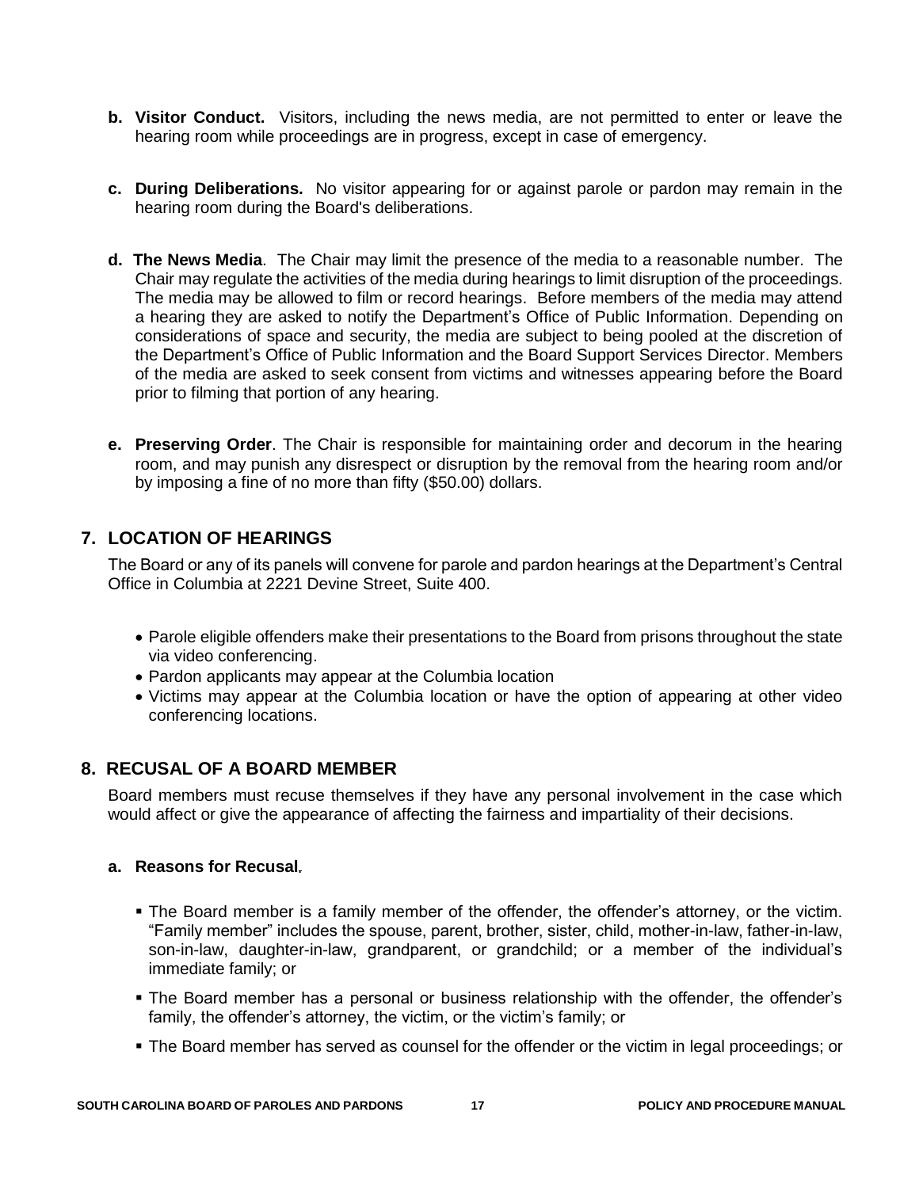**b. Visitor Conduct.** Visitors, including the news media, are not permitted to enter or leave the hearing room while proceedings are in progress, except in case of emergency.

**c. During Deliberations.** No visitor appearing for or against parole or pardon may remain in the hearing room during the Board's deliberations.

**d. The News Media**. The Chair may limit the presence of the media to a reasonable number. The Chair may regulate the activities of the media during hearings to limit disruption of the proceedings. The media may be allowed to film or record hearings. Before members of the media may attend a hearing they are asked to notify the Department's Office of Public Information. Depending on considerations of space and security, the media are subject to being pooled at the discretion of the Department's Office of Public Information and the Board Support Services Director. Members of the media are asked to seek consent from victims and witnesses appearing before the Board prior to filming that portion of any hearing.

**e. Preserving Order**. The Chair is responsible for maintaining order and decorum in the hearing room, and may punish any disrespect or disruption by the removal from the hearing room and/or by imposing a fine of no more than fifty ($50.00) dollars.

## 7. LOCATION OF HEARINGS

The Board or any of its panels will convene for parole and pardon hearings at the Department's Central Office in Columbia at 2221 Devine Street, Suite 400.

- Parole eligible offenders make their presentations to the Board from prisons throughout the state via video conferencing.
- Pardon applicants may appear at the Columbia location
- Victims may appear at the Columbia location or have the option of appearing at other video conferencing locations.

## 8. RECUSAL OF A BOARD MEMBER

Board members must recuse themselves if they have any personal involvement in the case which would affect or give the appearance of affecting the fairness and impartiality of their decisions.

**a. Reasons for Recusal.**

- The Board member is a family member of the offender, the offender's attorney, or the victim. "Family member" includes the spouse, parent, brother, sister, child, mother-in-law, father-in-law, son-in-law, daughter-in-law, grandparent, or grandchild; or a member of the individual's immediate family; or
- The Board member has a personal or business relationship with the offender, the offender's family, the offender's attorney, the victim, or the victim's family; or
- The Board member has served as counsel for the offender or the victim in legal proceedings; or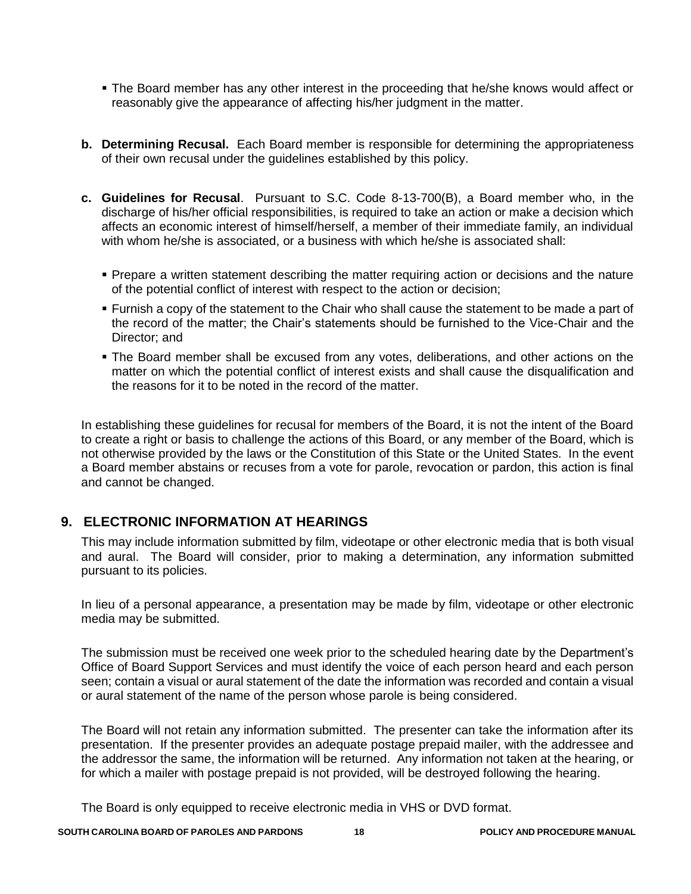- The Board member has any other interest in the proceeding that he/she knows would affect or reasonably give the appearance of affecting his/her judgment in the matter.

**b. Determining Recusal.** Each Board member is responsible for determining the appropriateness of their own recusal under the guidelines established by this policy.

**c. Guidelines for Recusal**. Pursuant to S.C. Code 8-13-700(B), a Board member who, in the discharge of his/her official responsibilities, is required to take an action or make a decision which affects an economic interest of himself/herself, a member of their immediate family, an individual with whom he/she is associated, or a business with which he/she is associated shall:

- Prepare a written statement describing the matter requiring action or decisions and the nature of the potential conflict of interest with respect to the action or decision;
- Furnish a copy of the statement to the Chair who shall cause the statement to be made a part of the record of the matter; the Chair's statements should be furnished to the Vice-Chair and the Director; and
- The Board member shall be excused from any votes, deliberations, and other actions on the matter on which the potential conflict of interest exists and shall cause the disqualification and the reasons for it to be noted in the record of the matter.

In establishing these guidelines for recusal for members of the Board, it is not the intent of the Board to create a right or basis to challenge the actions of this Board, or any member of the Board, which is not otherwise provided by the laws or the Constitution of this State or the United States. In the event a Board member abstains or recuses from a vote for parole, revocation or pardon, this action is final and cannot be changed.

## 9. ELECTRONIC INFORMATION AT HEARINGS

This may include information submitted by film, videotape or other electronic media that is both visual and aural. The Board will consider, prior to making a determination, any information submitted pursuant to its policies.

In lieu of a personal appearance, a presentation may be made by film, videotape or other electronic media may be submitted.

The submission must be received one week prior to the scheduled hearing date by the Department's Office of Board Support Services and must identify the voice of each person heard and each person seen; contain a visual or aural statement of the date the information was recorded and contain a visual or aural statement of the name of the person whose parole is being considered.

The Board will not retain any information submitted. The presenter can take the information after its presentation. If the presenter provides an adequate postage prepaid mailer, with the addressee and the addressor the same, the information will be returned. Any information not taken at the hearing, or for which a mailer with postage prepaid is not provided, will be destroyed following the hearing.

The Board is only equipped to receive electronic media in VHS or DVD format.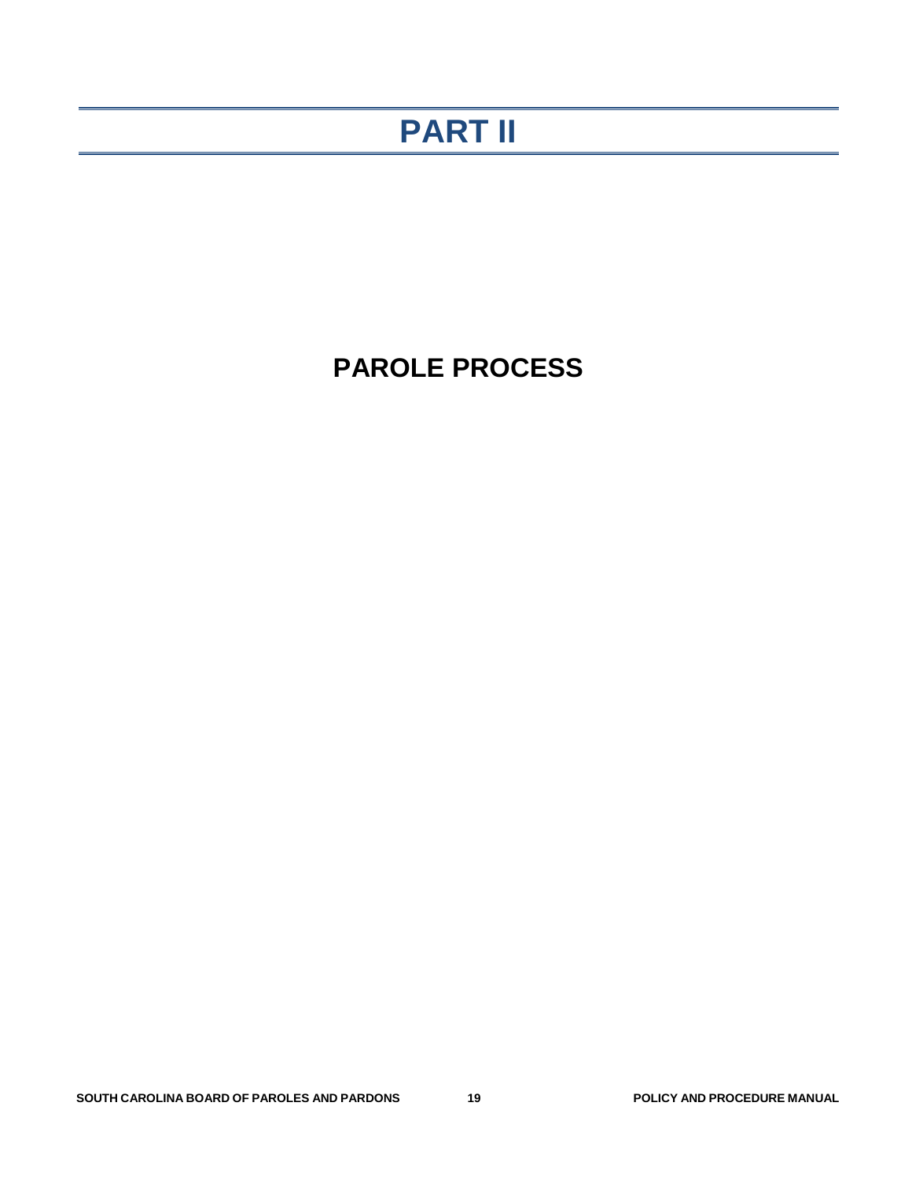# PART II

## PAROLE PROCESS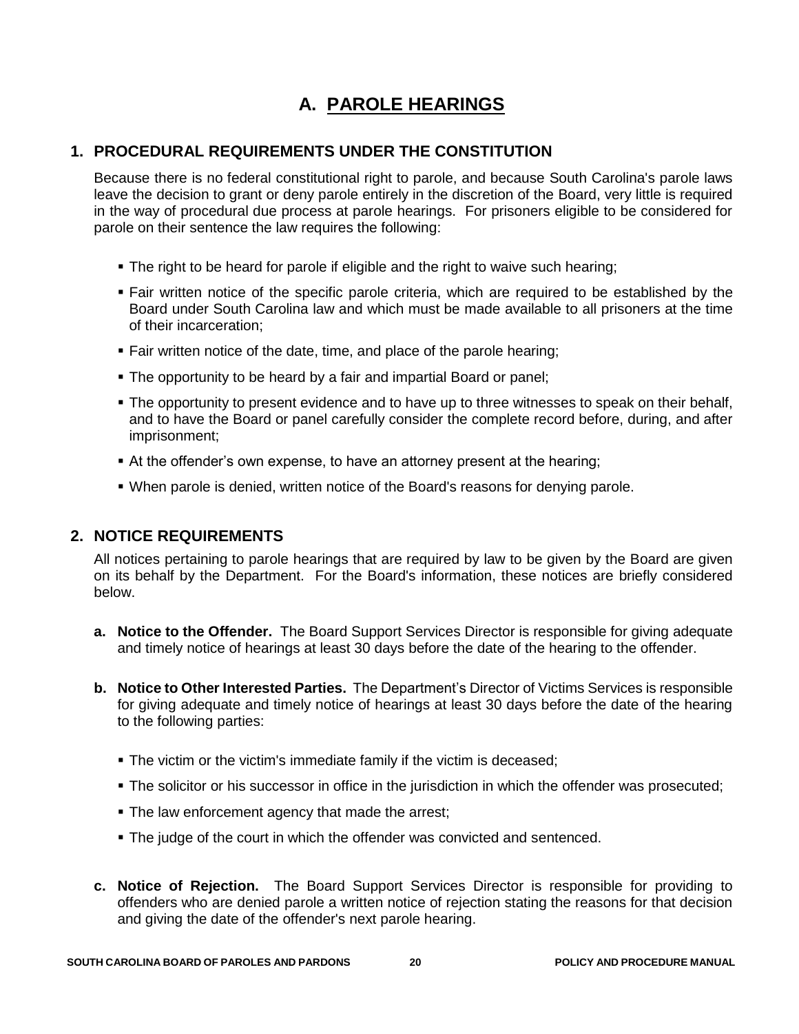# A. PAROLE HEARINGS

## 1. PROCEDURAL REQUIREMENTS UNDER THE CONSTITUTION

Because there is no federal constitutional right to parole, and because South Carolina's parole laws leave the decision to grant or deny parole entirely in the discretion of the Board, very little is required in the way of procedural due process at parole hearings. For prisoners eligible to be considered for parole on their sentence the law requires the following:

- The right to be heard for parole if eligible and the right to waive such hearing;
- Fair written notice of the specific parole criteria, which are required to be established by the Board under South Carolina law and which must be made available to all prisoners at the time of their incarceration;
- Fair written notice of the date, time, and place of the parole hearing;
- The opportunity to be heard by a fair and impartial Board or panel;
- The opportunity to present evidence and to have up to three witnesses to speak on their behalf, and to have the Board or panel carefully consider the complete record before, during, and after imprisonment;
- At the offender's own expense, to have an attorney present at the hearing;
- When parole is denied, written notice of the Board's reasons for denying parole.

## 2. NOTICE REQUIREMENTS

All notices pertaining to parole hearings that are required by law to be given by the Board are given on its behalf by the Department. For the Board's information, these notices are briefly considered below.

**a. Notice to the Offender.** The Board Support Services Director is responsible for giving adequate and timely notice of hearings at least 30 days before the date of the hearing to the offender.

**b. Notice to Other Interested Parties.** The Department's Director of Victims Services is responsible for giving adequate and timely notice of hearings at least 30 days before the date of the hearing to the following parties:

- The victim or the victim's immediate family if the victim is deceased;
- The solicitor or his successor in office in the jurisdiction in which the offender was prosecuted;
- The law enforcement agency that made the arrest;
- The judge of the court in which the offender was convicted and sentenced.

**c. Notice of Rejection.** The Board Support Services Director is responsible for providing to offenders who are denied parole a written notice of rejection stating the reasons for that decision and giving the date of the offender's next parole hearing.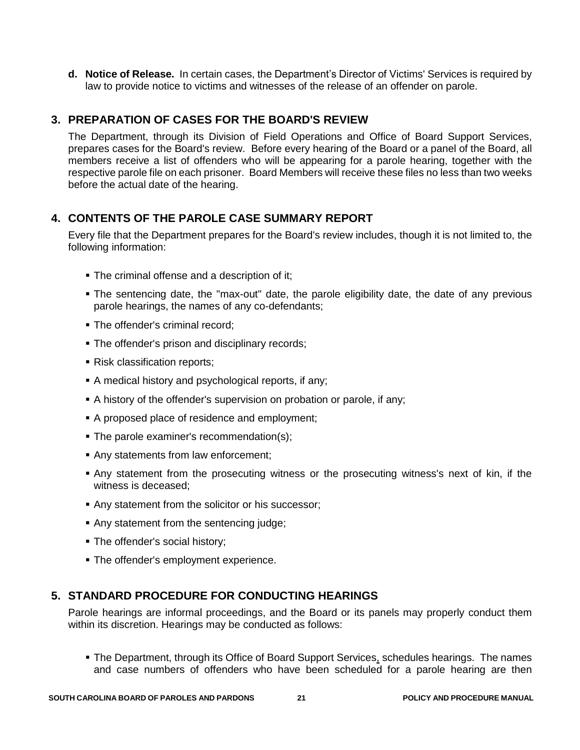**d. Notice of Release.** In certain cases, the Department's Director of Victims' Services is required by law to provide notice to victims and witnesses of the release of an offender on parole.

## 3. PREPARATION OF CASES FOR THE BOARD'S REVIEW

The Department, through its Division of Field Operations and Office of Board Support Services, prepares cases for the Board's review. Before every hearing of the Board or a panel of the Board, all members receive a list of offenders who will be appearing for a parole hearing, together with the respective parole file on each prisoner. Board Members will receive these files no less than two weeks before the actual date of the hearing.

## 4. CONTENTS OF THE PAROLE CASE SUMMARY REPORT

Every file that the Department prepares for the Board's review includes, though it is not limited to, the following information:

- The criminal offense and a description of it;
- The sentencing date, the "max-out" date, the parole eligibility date, the date of any previous parole hearings, the names of any co-defendants;
- The offender's criminal record;
- The offender's prison and disciplinary records;
- Risk classification reports;
- A medical history and psychological reports, if any;
- A history of the offender's supervision on probation or parole, if any;
- A proposed place of residence and employment;
- The parole examiner's recommendation(s);
- Any statements from law enforcement;
- Any statement from the prosecuting witness or the prosecuting witness's next of kin, if the witness is deceased;
- Any statement from the solicitor or his successor;
- Any statement from the sentencing judge;
- The offender's social history;
- The offender's employment experience.

## 5. STANDARD PROCEDURE FOR CONDUCTING HEARINGS

Parole hearings are informal proceedings, and the Board or its panels may properly conduct them within its discretion. Hearings may be conducted as follows:

- The Department, through its Office of Board Support Services, schedules hearings. The names and case numbers of offenders who have been scheduled for a parole hearing are then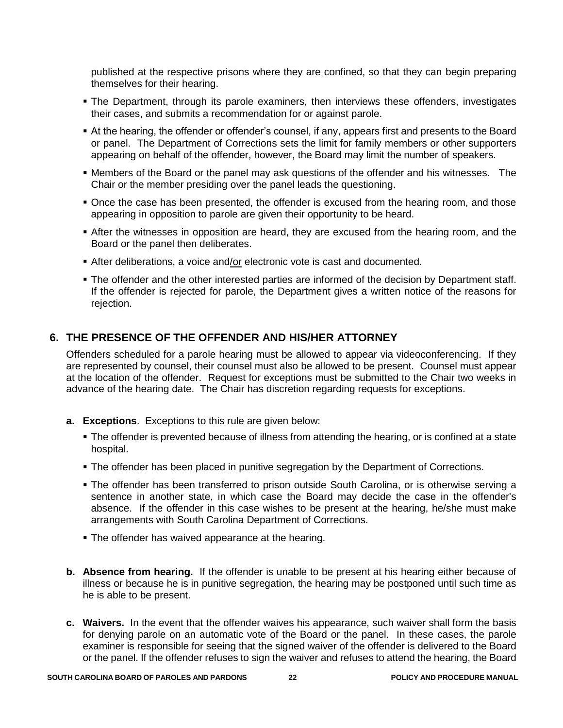published at the respective prisons where they are confined, so that they can begin preparing themselves for their hearing.

- The Department, through its parole examiners, then interviews these offenders, investigates their cases, and submits a recommendation for or against parole.
- At the hearing, the offender or offender's counsel, if any, appears first and presents to the Board or panel. The Department of Corrections sets the limit for family members or other supporters appearing on behalf of the offender, however, the Board may limit the number of speakers.
- Members of the Board or the panel may ask questions of the offender and his witnesses. The Chair or the member presiding over the panel leads the questioning.
- Once the case has been presented, the offender is excused from the hearing room, and those appearing in opposition to parole are given their opportunity to be heard.
- After the witnesses in opposition are heard, they are excused from the hearing room, and the Board or the panel then deliberates.
- After deliberations, a voice and/or electronic vote is cast and documented.
- The offender and the other interested parties are informed of the decision by Department staff. If the offender is rejected for parole, the Department gives a written notice of the reasons for rejection.

## 6. THE PRESENCE OF THE OFFENDER AND HIS/HER ATTORNEY

Offenders scheduled for a parole hearing must be allowed to appear via videoconferencing. If they are represented by counsel, their counsel must also be allowed to be present. Counsel must appear at the location of the offender. Request for exceptions must be submitted to the Chair two weeks in advance of the hearing date. The Chair has discretion regarding requests for exceptions.

**a. Exceptions**. Exceptions to this rule are given below:

- The offender is prevented because of illness from attending the hearing, or is confined at a state hospital.
- The offender has been placed in punitive segregation by the Department of Corrections.
- The offender has been transferred to prison outside South Carolina, or is otherwise serving a sentence in another state, in which case the Board may decide the case in the offender's absence. If the offender in this case wishes to be present at the hearing, he/she must make arrangements with South Carolina Department of Corrections.
- The offender has waived appearance at the hearing.

**b. Absence from hearing.** If the offender is unable to be present at his hearing either because of illness or because he is in punitive segregation, the hearing may be postponed until such time as he is able to be present.

**c. Waivers.** In the event that the offender waives his appearance, such waiver shall form the basis for denying parole on an automatic vote of the Board or the panel. In these cases, the parole examiner is responsible for seeing that the signed waiver of the offender is delivered to the Board or the panel. If the offender refuses to sign the waiver and refuses to attend the hearing, the Board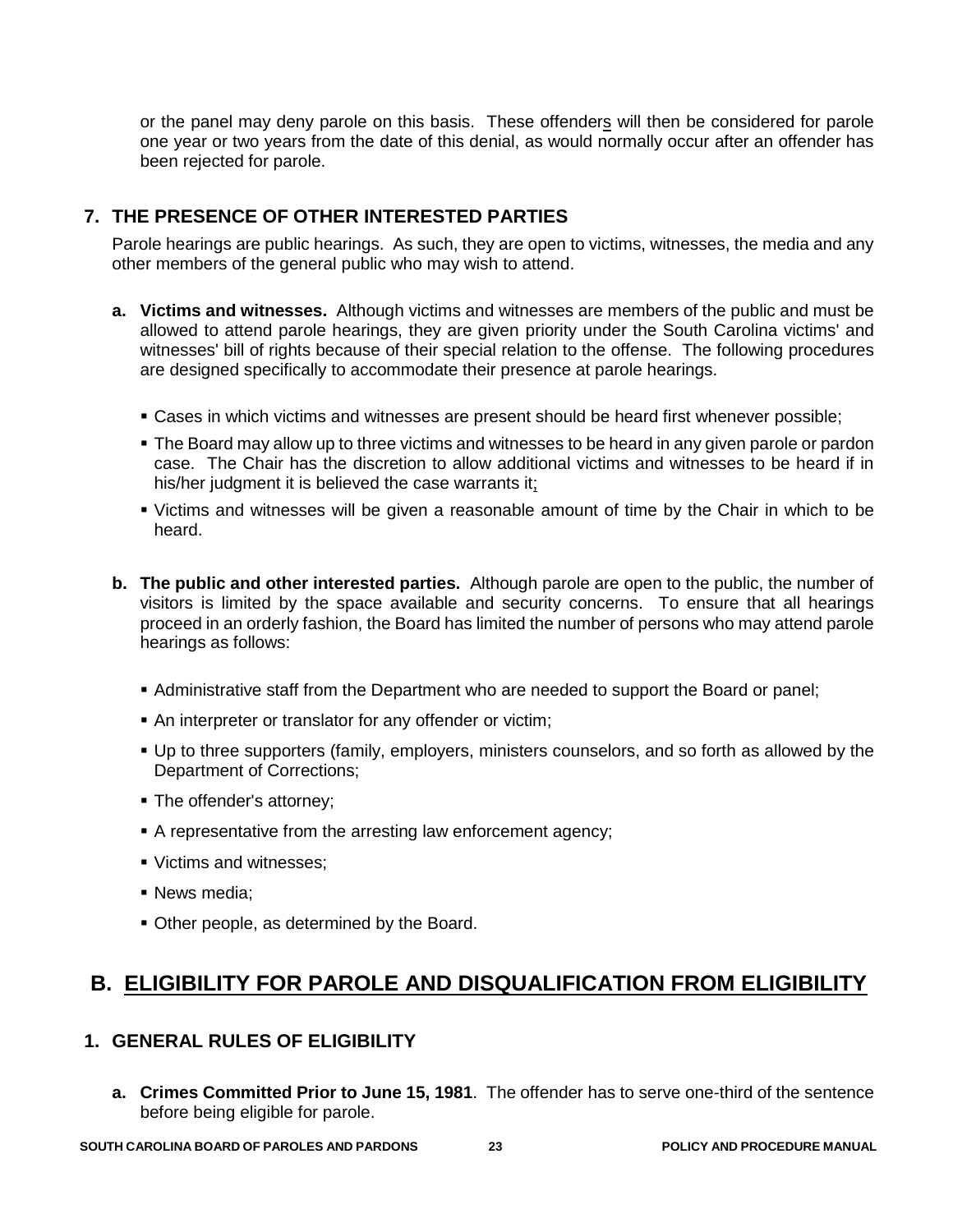or the panel may deny parole on this basis. These offenders will then be considered for parole one year or two years from the date of this denial, as would normally occur after an offender has been rejected for parole.

### 7. THE PRESENCE OF OTHER INTERESTED PARTIES

Parole hearings are public hearings. As such, they are open to victims, witnesses, the media and any other members of the general public who may wish to attend.

**a. Victims and witnesses.** Although victims and witnesses are members of the public and must be allowed to attend parole hearings, they are given priority under the South Carolina victims' and witnesses' bill of rights because of their special relation to the offense. The following procedures are designed specifically to accommodate their presence at parole hearings.

- Cases in which victims and witnesses are present should be heard first whenever possible;
- The Board may allow up to three victims and witnesses to be heard in any given parole or pardon case. The Chair has the discretion to allow additional victims and witnesses to be heard if in his/her judgment it is believed the case warrants it;
- Victims and witnesses will be given a reasonable amount of time by the Chair in which to be heard.

**b. The public and other interested parties.** Although parole are open to the public, the number of visitors is limited by the space available and security concerns. To ensure that all hearings proceed in an orderly fashion, the Board has limited the number of persons who may attend parole hearings as follows:

- Administrative staff from the Department who are needed to support the Board or panel;
- An interpreter or translator for any offender or victim;
- Up to three supporters (family, employers, ministers counselors, and so forth as allowed by the Department of Corrections;
- The offender's attorney;
- A representative from the arresting law enforcement agency;
- Victims and witnesses;
- News media;
- Other people, as determined by the Board.

## B. ELIGIBILITY FOR PAROLE AND DISQUALIFICATION FROM ELIGIBILITY

### 1. GENERAL RULES OF ELIGIBILITY

**a. Crimes Committed Prior to June 15, 1981**. The offender has to serve one-third of the sentence before being eligible for parole.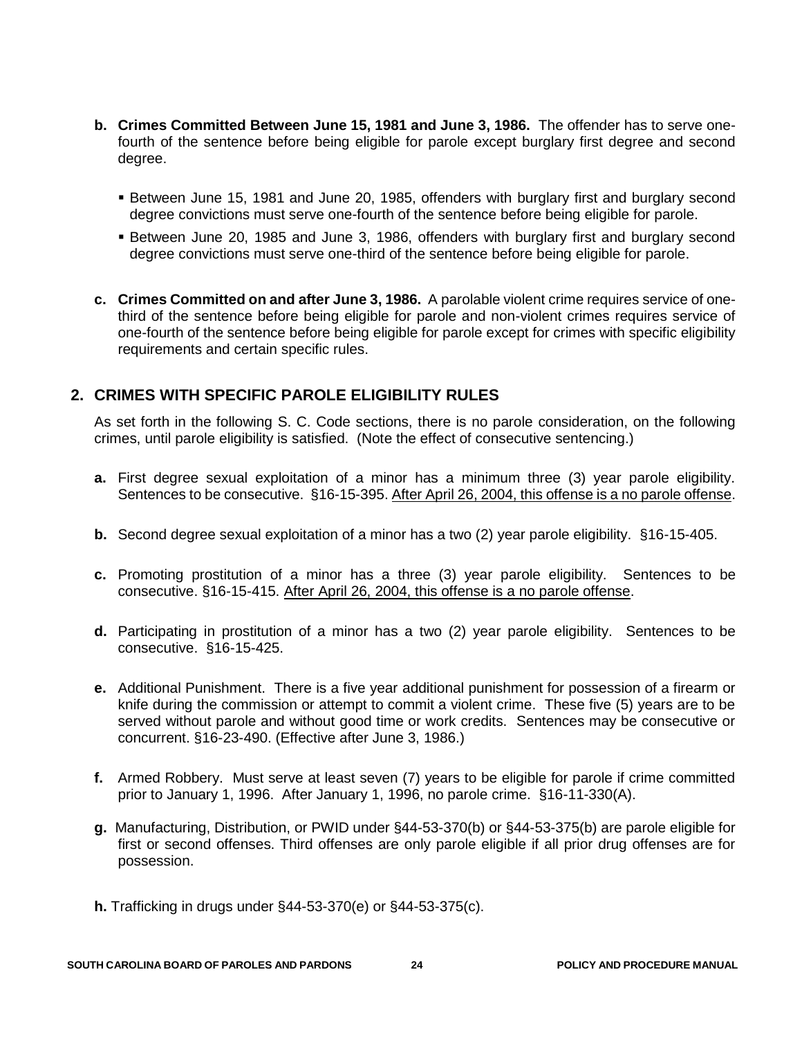- **b. Crimes Committed Between June 15, 1981 and June 3, 1986.** The offender has to serve one-fourth of the sentence before being eligible for parole except burglary first degree and second degree.

  - Between June 15, 1981 and June 20, 1985, offenders with burglary first and burglary second degree convictions must serve one-fourth of the sentence before being eligible for parole.
  - Between June 20, 1985 and June 3, 1986, offenders with burglary first and burglary second degree convictions must serve one-third of the sentence before being eligible for parole.

- **c. Crimes Committed on and after June 3, 1986.** A parolable violent crime requires service of one-third of the sentence before being eligible for parole and non-violent crimes requires service of one-fourth of the sentence before being eligible for parole except for crimes with specific eligibility requirements and certain specific rules.

## 2. CRIMES WITH SPECIFIC PAROLE ELIGIBILITY RULES

As set forth in the following S. C. Code sections, there is no parole consideration, on the following crimes, until parole eligibility is satisfied. (Note the effect of consecutive sentencing.)

- **a.** First degree sexual exploitation of a minor has a minimum three (3) year parole eligibility. Sentences to be consecutive. §16-15-395. <u>After April 26, 2004, this offense is a no parole offense</u>.

- **b.** Second degree sexual exploitation of a minor has a two (2) year parole eligibility. §16-15-405.

- **c.** Promoting prostitution of a minor has a three (3) year parole eligibility. Sentences to be consecutive. §16-15-415. <u>After April 26, 2004, this offense is a no parole offense</u>.

- **d.** Participating in prostitution of a minor has a two (2) year parole eligibility. Sentences to be consecutive. §16-15-425.

- **e.** Additional Punishment. There is a five year additional punishment for possession of a firearm or knife during the commission or attempt to commit a violent crime. These five (5) years are to be served without parole and without good time or work credits. Sentences may be consecutive or concurrent. §16-23-490. (Effective after June 3, 1986.)

- **f.** Armed Robbery. Must serve at least seven (7) years to be eligible for parole if crime committed prior to January 1, 1996. After January 1, 1996, no parole crime. §16-11-330(A).

- **g.** Manufacturing, Distribution, or PWID under §44-53-370(b) or §44-53-375(b) are parole eligible for first or second offenses. Third offenses are only parole eligible if all prior drug offenses are for possession.

- **h.** Trafficking in drugs under §44-53-370(e) or §44-53-375(c).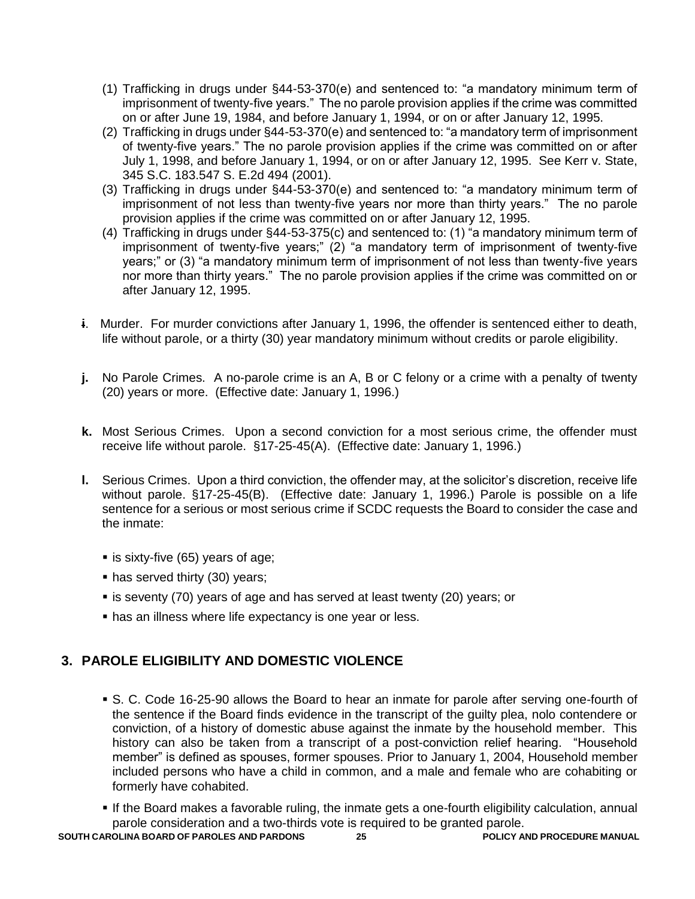(1) Trafficking in drugs under §44-53-370(e) and sentenced to: "a mandatory minimum term of imprisonment of twenty-five years." The no parole provision applies if the crime was committed on or after June 19, 1984, and before January 1, 1994, or on or after January 12, 1995.

(2) Trafficking in drugs under §44-53-370(e) and sentenced to: "a mandatory term of imprisonment of twenty-five years." The no parole provision applies if the crime was committed on or after July 1, 1998, and before January 1, 1994, or on or after January 12, 1995. See Kerr v. State, 345 S.C. 183.547 S. E.2d 494 (2001).

(3) Trafficking in drugs under §44-53-370(e) and sentenced to: "a mandatory minimum term of imprisonment of not less than twenty-five years nor more than thirty years." The no parole provision applies if the crime was committed on or after January 12, 1995.

(4) Trafficking in drugs under §44-53-375(c) and sentenced to: (1) "a mandatory minimum term of imprisonment of twenty-five years;" (2) "a mandatory term of imprisonment of twenty-five years;" or (3) "a mandatory minimum term of imprisonment of not less than twenty-five years nor more than thirty years." The no parole provision applies if the crime was committed on or after January 12, 1995.

**i.** Murder. For murder convictions after January 1, 1996, the offender is sentenced either to death, life without parole, or a thirty (30) year mandatory minimum without credits or parole eligibility.

**j.** No Parole Crimes. A no-parole crime is an A, B or C felony or a crime with a penalty of twenty (20) years or more. (Effective date: January 1, 1996.)

**k.** Most Serious Crimes. Upon a second conviction for a most serious crime, the offender must receive life without parole. §17-25-45(A). (Effective date: January 1, 1996.)

**l.** Serious Crimes. Upon a third conviction, the offender may, at the solicitor's discretion, receive life without parole. §17-25-45(B). (Effective date: January 1, 1996.) Parole is possible on a life sentence for a serious or most serious crime if SCDC requests the Board to consider the case and the inmate:

- is sixty-five (65) years of age;
- has served thirty (30) years;
- is seventy (70) years of age and has served at least twenty (20) years; or
- has an illness where life expectancy is one year or less.

## 3. PAROLE ELIGIBILITY AND DOMESTIC VIOLENCE

- S. C. Code 16-25-90 allows the Board to hear an inmate for parole after serving one-fourth of the sentence if the Board finds evidence in the transcript of the guilty plea, nolo contendere or conviction, of a history of domestic abuse against the inmate by the household member. This history can also be taken from a transcript of a post-conviction relief hearing. "Household member" is defined as spouses, former spouses. Prior to January 1, 2004, Household member included persons who have a child in common, and a male and female who are cohabiting or formerly have cohabited.
- If the Board makes a favorable ruling, the inmate gets a one-fourth eligibility calculation, annual parole consideration and a two-thirds vote is required to be granted parole.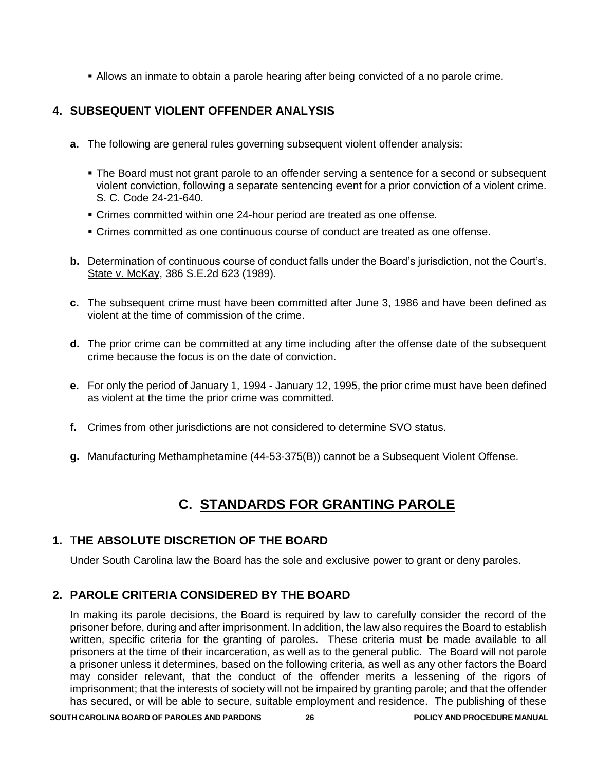- Allows an inmate to obtain a parole hearing after being convicted of a no parole crime.

### 4. SUBSEQUENT VIOLENT OFFENDER ANALYSIS

**a.** The following are general rules governing subsequent violent offender analysis:

- The Board must not grant parole to an offender serving a sentence for a second or subsequent violent conviction, following a separate sentencing event for a prior conviction of a violent crime. S. C. Code 24-21-640.
- Crimes committed within one 24-hour period are treated as one offense.
- Crimes committed as one continuous course of conduct are treated as one offense.

**b.** Determination of continuous course of conduct falls under the Board's jurisdiction, not the Court's. State v. McKay, 386 S.E.2d 623 (1989).

**c.** The subsequent crime must have been committed after June 3, 1986 and have been defined as violent at the time of commission of the crime.

**d.** The prior crime can be committed at any time including after the offense date of the subsequent crime because the focus is on the date of conviction.

**e.** For only the period of January 1, 1994 - January 12, 1995, the prior crime must have been defined as violent at the time the prior crime was committed.

**f.** Crimes from other jurisdictions are not considered to determine SVO status.

**g.** Manufacturing Methamphetamine (44-53-375(B)) cannot be a Subsequent Violent Offense.

## C. STANDARDS FOR GRANTING PAROLE

### 1. THE ABSOLUTE DISCRETION OF THE BOARD

Under South Carolina law the Board has the sole and exclusive power to grant or deny paroles.

### 2. PAROLE CRITERIA CONSIDERED BY THE BOARD

In making its parole decisions, the Board is required by law to carefully consider the record of the prisoner before, during and after imprisonment. In addition, the law also requires the Board to establish written, specific criteria for the granting of paroles. These criteria must be made available to all prisoners at the time of their incarceration, as well as to the general public. The Board will not parole a prisoner unless it determines, based on the following criteria, as well as any other factors the Board may consider relevant, that the conduct of the offender merits a lessening of the rigors of imprisonment; that the interests of society will not be impaired by granting parole; and that the offender has secured, or will be able to secure, suitable employment and residence. The publishing of these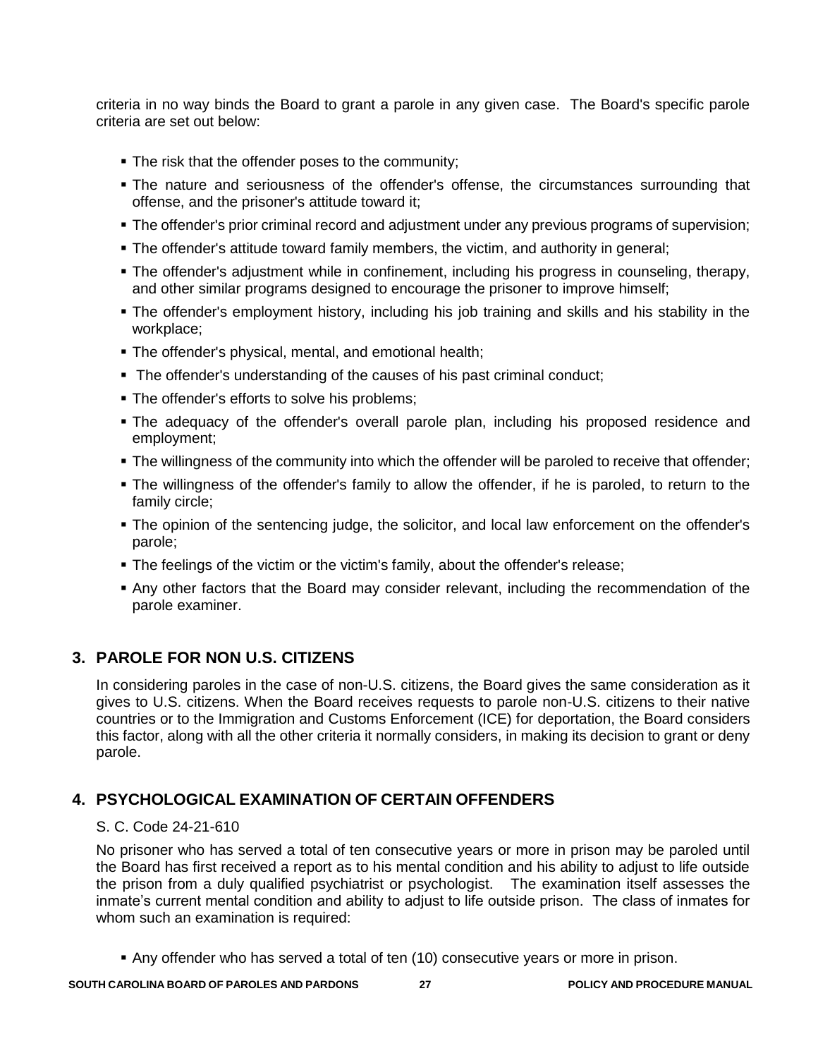criteria in no way binds the Board to grant a parole in any given case. The Board's specific parole criteria are set out below:

- The risk that the offender poses to the community;
- The nature and seriousness of the offender's offense, the circumstances surrounding that offense, and the prisoner's attitude toward it;
- The offender's prior criminal record and adjustment under any previous programs of supervision;
- The offender's attitude toward family members, the victim, and authority in general;
- The offender's adjustment while in confinement, including his progress in counseling, therapy, and other similar programs designed to encourage the prisoner to improve himself;
- The offender's employment history, including his job training and skills and his stability in the workplace;
- The offender's physical, mental, and emotional health;
- The offender's understanding of the causes of his past criminal conduct;
- The offender's efforts to solve his problems;
- The adequacy of the offender's overall parole plan, including his proposed residence and employment;
- The willingness of the community into which the offender will be paroled to receive that offender;
- The willingness of the offender's family to allow the offender, if he is paroled, to return to the family circle;
- The opinion of the sentencing judge, the solicitor, and local law enforcement on the offender's parole;
- The feelings of the victim or the victim's family, about the offender's release;
- Any other factors that the Board may consider relevant, including the recommendation of the parole examiner.

## 3. PAROLE FOR NON U.S. CITIZENS

In considering paroles in the case of non-U.S. citizens, the Board gives the same consideration as it gives to U.S. citizens. When the Board receives requests to parole non-U.S. citizens to their native countries or to the Immigration and Customs Enforcement (ICE) for deportation, the Board considers this factor, along with all the other criteria it normally considers, in making its decision to grant or deny parole.

## 4. PSYCHOLOGICAL EXAMINATION OF CERTAIN OFFENDERS

S. C. Code 24-21-610

No prisoner who has served a total of ten consecutive years or more in prison may be paroled until the Board has first received a report as to his mental condition and his ability to adjust to life outside the prison from a duly qualified psychiatrist or psychologist. The examination itself assesses the inmate's current mental condition and ability to adjust to life outside prison. The class of inmates for whom such an examination is required:

- Any offender who has served a total of ten (10) consecutive years or more in prison.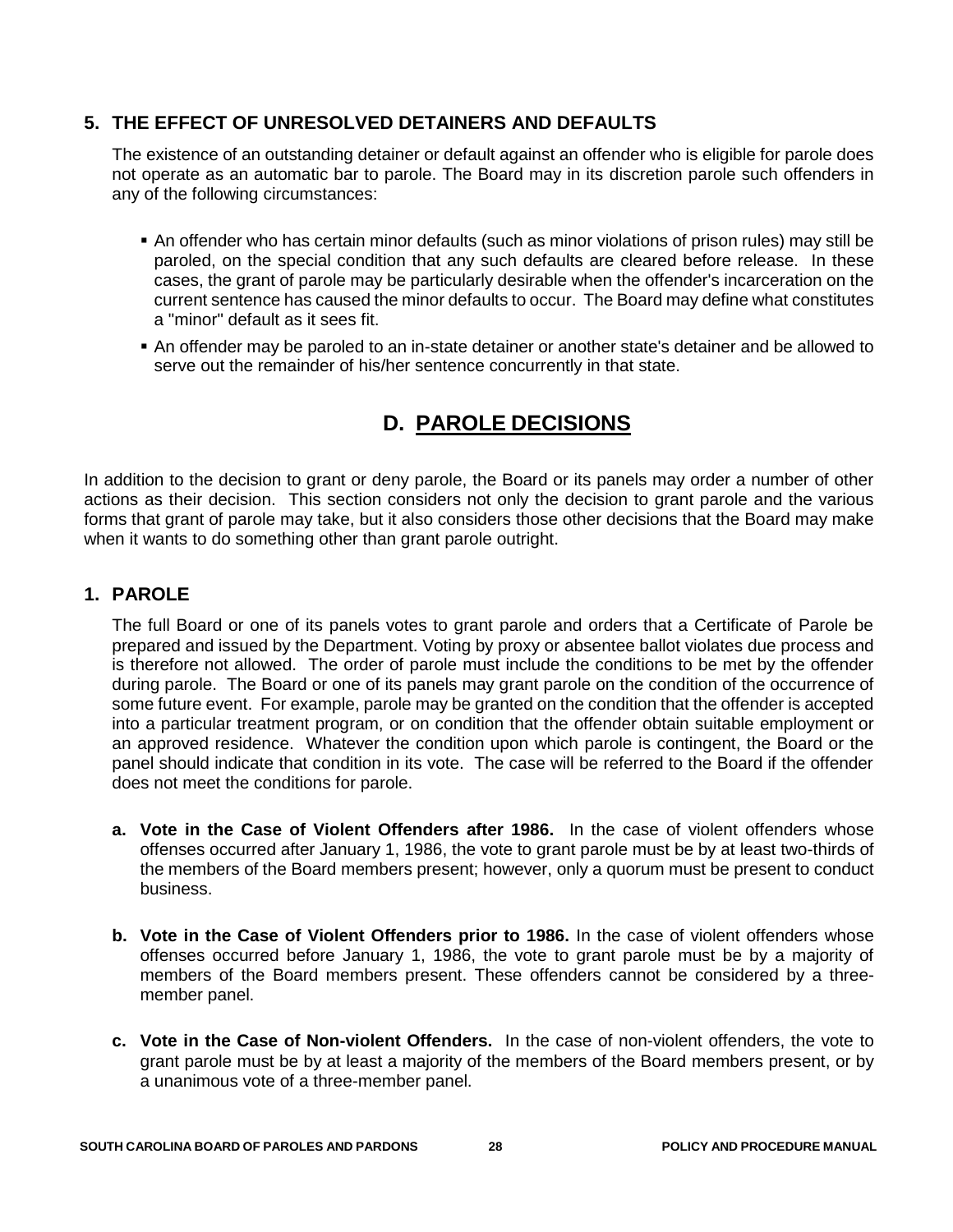### 5. THE EFFECT OF UNRESOLVED DETAINERS AND DEFAULTS

The existence of an outstanding detainer or default against an offender who is eligible for parole does not operate as an automatic bar to parole. The Board may in its discretion parole such offenders in any of the following circumstances:

- An offender who has certain minor defaults (such as minor violations of prison rules) may still be paroled, on the special condition that any such defaults are cleared before release. In these cases, the grant of parole may be particularly desirable when the offender's incarceration on the current sentence has caused the minor defaults to occur. The Board may define what constitutes a "minor" default as it sees fit.
- An offender may be paroled to an in-state detainer or another state's detainer and be allowed to serve out the remainder of his/her sentence concurrently in that state.

## D. PAROLE DECISIONS

In addition to the decision to grant or deny parole, the Board or its panels may order a number of other actions as their decision. This section considers not only the decision to grant parole and the various forms that grant of parole may take, but it also considers those other decisions that the Board may make when it wants to do something other than grant parole outright.

### 1. PAROLE

The full Board or one of its panels votes to grant parole and orders that a Certificate of Parole be prepared and issued by the Department. Voting by proxy or absentee ballot violates due process and is therefore not allowed. The order of parole must include the conditions to be met by the offender during parole. The Board or one of its panels may grant parole on the condition of the occurrence of some future event. For example, parole may be granted on the condition that the offender is accepted into a particular treatment program, or on condition that the offender obtain suitable employment or an approved residence. Whatever the condition upon which parole is contingent, the Board or the panel should indicate that condition in its vote. The case will be referred to the Board if the offender does not meet the conditions for parole.

**a. Vote in the Case of Violent Offenders after 1986.** In the case of violent offenders whose offenses occurred after January 1, 1986, the vote to grant parole must be by at least two-thirds of the members of the Board members present; however, only a quorum must be present to conduct business.

**b. Vote in the Case of Violent Offenders prior to 1986.** In the case of violent offenders whose offenses occurred before January 1, 1986, the vote to grant parole must be by a majority of members of the Board members present. These offenders cannot be considered by a three-member panel.

**c. Vote in the Case of Non-violent Offenders.** In the case of non-violent offenders, the vote to grant parole must be by at least a majority of the members of the Board members present, or by a unanimous vote of a three-member panel.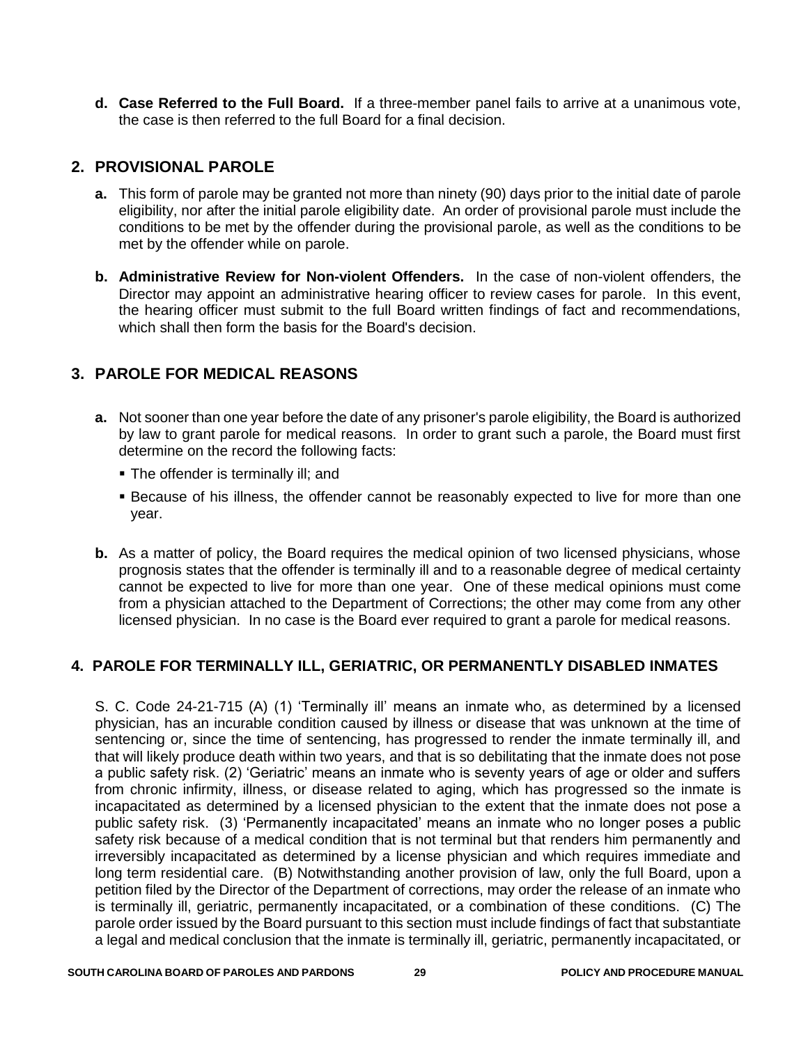**d. Case Referred to the Full Board.** If a three-member panel fails to arrive at a unanimous vote, the case is then referred to the full Board for a final decision.

## 2. PROVISIONAL PAROLE

**a.** This form of parole may be granted not more than ninety (90) days prior to the initial date of parole eligibility, nor after the initial parole eligibility date. An order of provisional parole must include the conditions to be met by the offender during the provisional parole, as well as the conditions to be met by the offender while on parole.

**b. Administrative Review for Non-violent Offenders.** In the case of non-violent offenders, the Director may appoint an administrative hearing officer to review cases for parole. In this event, the hearing officer must submit to the full Board written findings of fact and recommendations, which shall then form the basis for the Board's decision.

## 3. PAROLE FOR MEDICAL REASONS

**a.** Not sooner than one year before the date of any prisoner's parole eligibility, the Board is authorized by law to grant parole for medical reasons. In order to grant such a parole, the Board must first determine on the record the following facts:

- The offender is terminally ill; and
- Because of his illness, the offender cannot be reasonably expected to live for more than one year.

**b.** As a matter of policy, the Board requires the medical opinion of two licensed physicians, whose prognosis states that the offender is terminally ill and to a reasonable degree of medical certainty cannot be expected to live for more than one year. One of these medical opinions must come from a physician attached to the Department of Corrections; the other may come from any other licensed physician. In no case is the Board ever required to grant a parole for medical reasons.

## 4. PAROLE FOR TERMINALLY ILL, GERIATRIC, OR PERMANENTLY DISABLED INMATES

S. C. Code 24-21-715 (A) (1) 'Terminally ill' means an inmate who, as determined by a licensed physician, has an incurable condition caused by illness or disease that was unknown at the time of sentencing or, since the time of sentencing, has progressed to render the inmate terminally ill, and that will likely produce death within two years, and that is so debilitating that the inmate does not pose a public safety risk. (2) 'Geriatric' means an inmate who is seventy years of age or older and suffers from chronic infirmity, illness, or disease related to aging, which has progressed so the inmate is incapacitated as determined by a licensed physician to the extent that the inmate does not pose a public safety risk. (3) 'Permanently incapacitated' means an inmate who no longer poses a public safety risk because of a medical condition that is not terminal but that renders him permanently and irreversibly incapacitated as determined by a license physician and which requires immediate and long term residential care. (B) Notwithstanding another provision of law, only the full Board, upon a petition filed by the Director of the Department of corrections, may order the release of an inmate who is terminally ill, geriatric, permanently incapacitated, or a combination of these conditions. (C) The parole order issued by the Board pursuant to this section must include findings of fact that substantiate a legal and medical conclusion that the inmate is terminally ill, geriatric, permanently incapacitated, or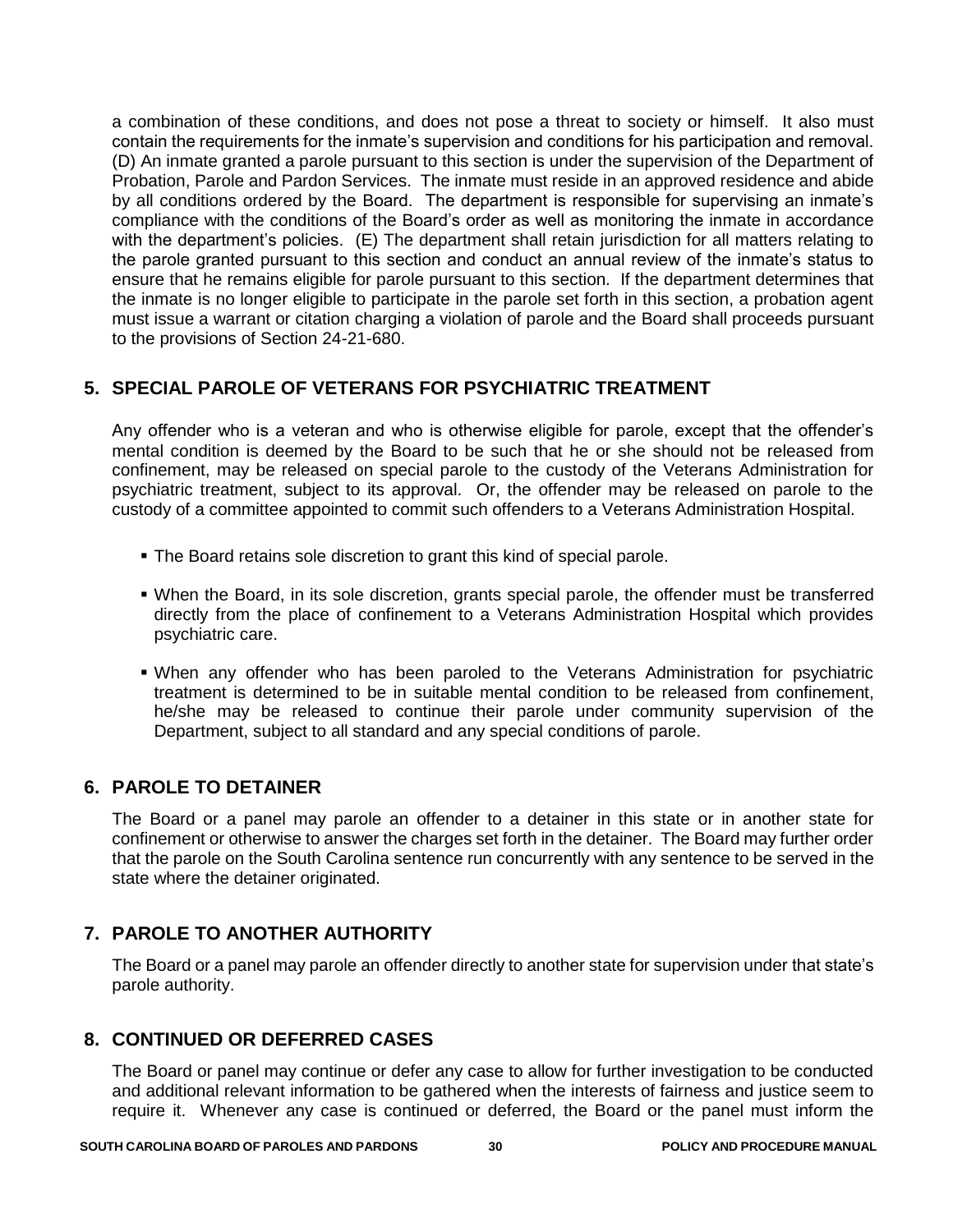a combination of these conditions, and does not pose a threat to society or himself. It also must contain the requirements for the inmate's supervision and conditions for his participation and removal. (D) An inmate granted a parole pursuant to this section is under the supervision of the Department of Probation, Parole and Pardon Services. The inmate must reside in an approved residence and abide by all conditions ordered by the Board. The department is responsible for supervising an inmate's compliance with the conditions of the Board's order as well as monitoring the inmate in accordance with the department's policies. (E) The department shall retain jurisdiction for all matters relating to the parole granted pursuant to this section and conduct an annual review of the inmate's status to ensure that he remains eligible for parole pursuant to this section. If the department determines that the inmate is no longer eligible to participate in the parole set forth in this section, a probation agent must issue a warrant or citation charging a violation of parole and the Board shall proceeds pursuant to the provisions of Section 24-21-680.

## 5. SPECIAL PAROLE OF VETERANS FOR PSYCHIATRIC TREATMENT

Any offender who is a veteran and who is otherwise eligible for parole, except that the offender's mental condition is deemed by the Board to be such that he or she should not be released from confinement, may be released on special parole to the custody of the Veterans Administration for psychiatric treatment, subject to its approval. Or, the offender may be released on parole to the custody of a committee appointed to commit such offenders to a Veterans Administration Hospital.

- The Board retains sole discretion to grant this kind of special parole.
- When the Board, in its sole discretion, grants special parole, the offender must be transferred directly from the place of confinement to a Veterans Administration Hospital which provides psychiatric care.
- When any offender who has been paroled to the Veterans Administration for psychiatric treatment is determined to be in suitable mental condition to be released from confinement, he/she may be released to continue their parole under community supervision of the Department, subject to all standard and any special conditions of parole.

## 6. PAROLE TO DETAINER

The Board or a panel may parole an offender to a detainer in this state or in another state for confinement or otherwise to answer the charges set forth in the detainer. The Board may further order that the parole on the South Carolina sentence run concurrently with any sentence to be served in the state where the detainer originated.

## 7. PAROLE TO ANOTHER AUTHORITY

The Board or a panel may parole an offender directly to another state for supervision under that state's parole authority.

## 8. CONTINUED OR DEFERRED CASES

The Board or panel may continue or defer any case to allow for further investigation to be conducted and additional relevant information to be gathered when the interests of fairness and justice seem to require it. Whenever any case is continued or deferred, the Board or the panel must inform the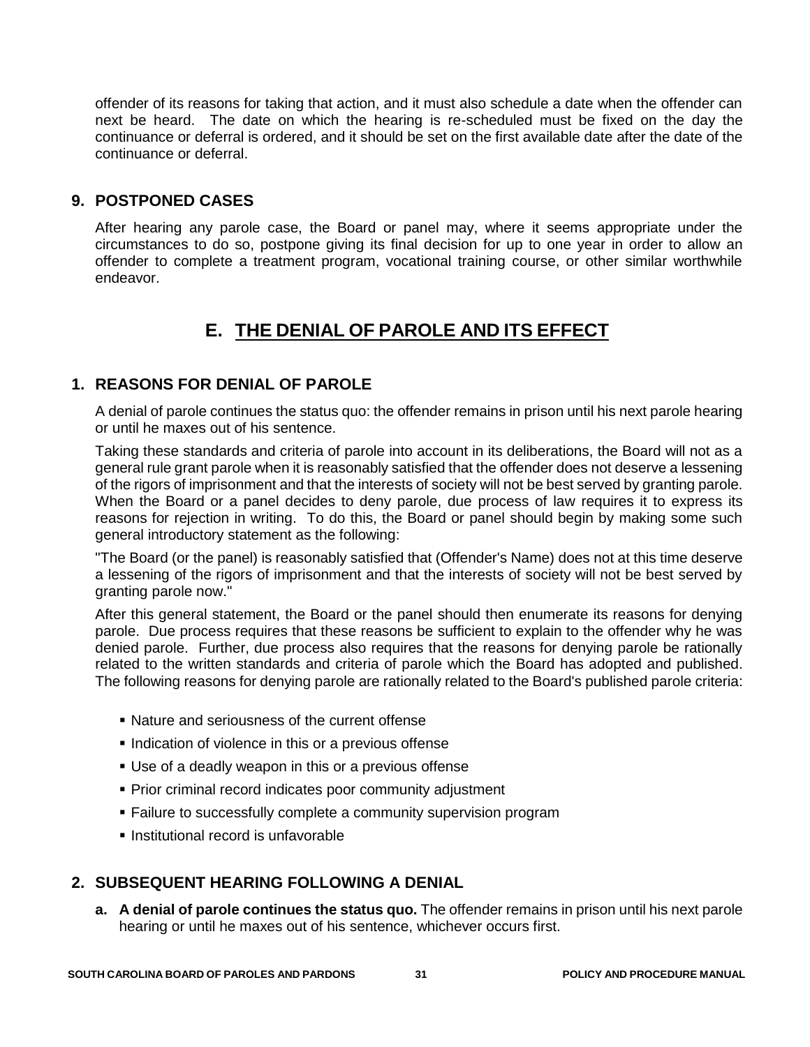offender of its reasons for taking that action, and it must also schedule a date when the offender can next be heard. The date on which the hearing is re-scheduled must be fixed on the day the continuance or deferral is ordered, and it should be set on the first available date after the date of the continuance or deferral.

### 9. POSTPONED CASES

After hearing any parole case, the Board or panel may, where it seems appropriate under the circumstances to do so, postpone giving its final decision for up to one year in order to allow an offender to complete a treatment program, vocational training course, or other similar worthwhile endeavor.

## E. THE DENIAL OF PAROLE AND ITS EFFECT

### 1. REASONS FOR DENIAL OF PAROLE

A denial of parole continues the status quo: the offender remains in prison until his next parole hearing or until he maxes out of his sentence.

Taking these standards and criteria of parole into account in its deliberations, the Board will not as a general rule grant parole when it is reasonably satisfied that the offender does not deserve a lessening of the rigors of imprisonment and that the interests of society will not be best served by granting parole. When the Board or a panel decides to deny parole, due process of law requires it to express its reasons for rejection in writing. To do this, the Board or panel should begin by making some such general introductory statement as the following:

"The Board (or the panel) is reasonably satisfied that (Offender's Name) does not at this time deserve a lessening of the rigors of imprisonment and that the interests of society will not be best served by granting parole now."

After this general statement, the Board or the panel should then enumerate its reasons for denying parole. Due process requires that these reasons be sufficient to explain to the offender why he was denied parole. Further, due process also requires that the reasons for denying parole be rationally related to the written standards and criteria of parole which the Board has adopted and published. The following reasons for denying parole are rationally related to the Board's published parole criteria:

- Nature and seriousness of the current offense
- Indication of violence in this or a previous offense
- Use of a deadly weapon in this or a previous offense
- Prior criminal record indicates poor community adjustment
- Failure to successfully complete a community supervision program
- Institutional record is unfavorable

### 2. SUBSEQUENT HEARING FOLLOWING A DENIAL

**a. A denial of parole continues the status quo.** The offender remains in prison until his next parole hearing or until he maxes out of his sentence, whichever occurs first.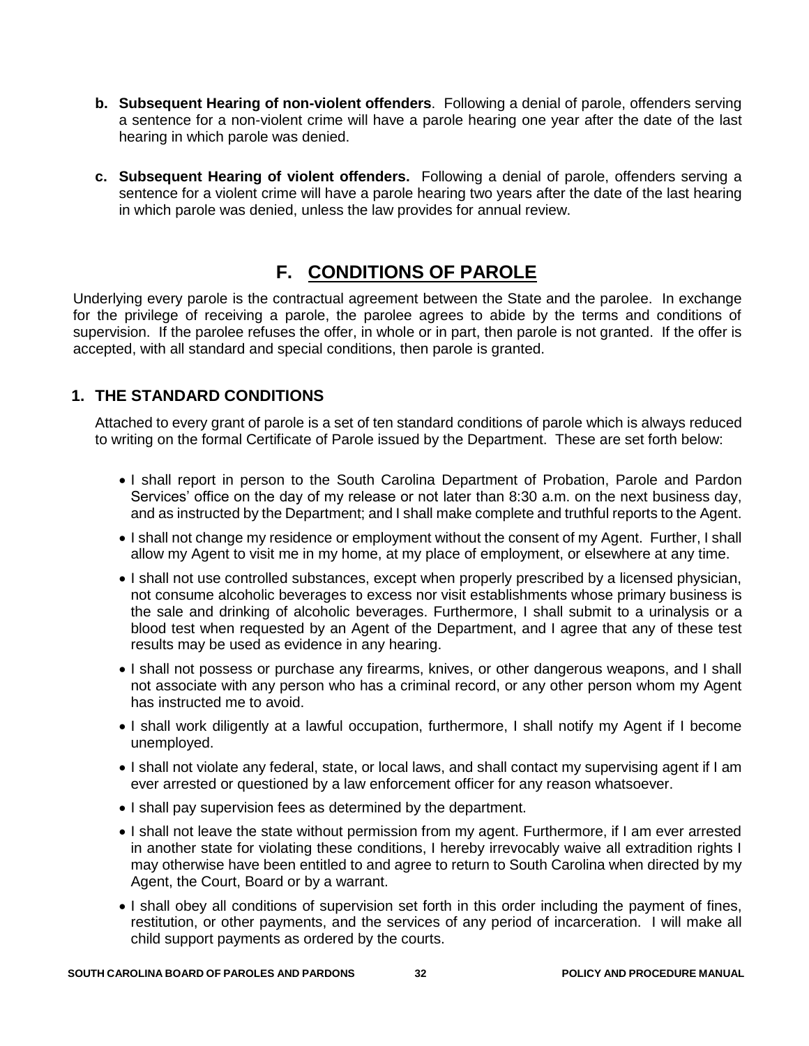**b. Subsequent Hearing of non-violent offenders**. Following a denial of parole, offenders serving a sentence for a non-violent crime will have a parole hearing one year after the date of the last hearing in which parole was denied.

**c. Subsequent Hearing of violent offenders.** Following a denial of parole, offenders serving a sentence for a violent crime will have a parole hearing two years after the date of the last hearing in which parole was denied, unless the law provides for annual review.

## F. CONDITIONS OF PAROLE

Underlying every parole is the contractual agreement between the State and the parolee. In exchange for the privilege of receiving a parole, the parolee agrees to abide by the terms and conditions of supervision. If the parolee refuses the offer, in whole or in part, then parole is not granted. If the offer is accepted, with all standard and special conditions, then parole is granted.

### 1. THE STANDARD CONDITIONS

Attached to every grant of parole is a set of ten standard conditions of parole which is always reduced to writing on the formal Certificate of Parole issued by the Department. These are set forth below:

- I shall report in person to the South Carolina Department of Probation, Parole and Pardon Services' office on the day of my release or not later than 8:30 a.m. on the next business day, and as instructed by the Department; and I shall make complete and truthful reports to the Agent.
- I shall not change my residence or employment without the consent of my Agent. Further, I shall allow my Agent to visit me in my home, at my place of employment, or elsewhere at any time.
- I shall not use controlled substances, except when properly prescribed by a licensed physician, not consume alcoholic beverages to excess nor visit establishments whose primary business is the sale and drinking of alcoholic beverages. Furthermore, I shall submit to a urinalysis or a blood test when requested by an Agent of the Department, and I agree that any of these test results may be used as evidence in any hearing.
- I shall not possess or purchase any firearms, knives, or other dangerous weapons, and I shall not associate with any person who has a criminal record, or any other person whom my Agent has instructed me to avoid.
- I shall work diligently at a lawful occupation, furthermore, I shall notify my Agent if I become unemployed.
- I shall not violate any federal, state, or local laws, and shall contact my supervising agent if I am ever arrested or questioned by a law enforcement officer for any reason whatsoever.
- I shall pay supervision fees as determined by the department.
- I shall not leave the state without permission from my agent. Furthermore, if I am ever arrested in another state for violating these conditions, I hereby irrevocably waive all extradition rights I may otherwise have been entitled to and agree to return to South Carolina when directed by my Agent, the Court, Board or by a warrant.
- I shall obey all conditions of supervision set forth in this order including the payment of fines, restitution, or other payments, and the services of any period of incarceration. I will make all child support payments as ordered by the courts.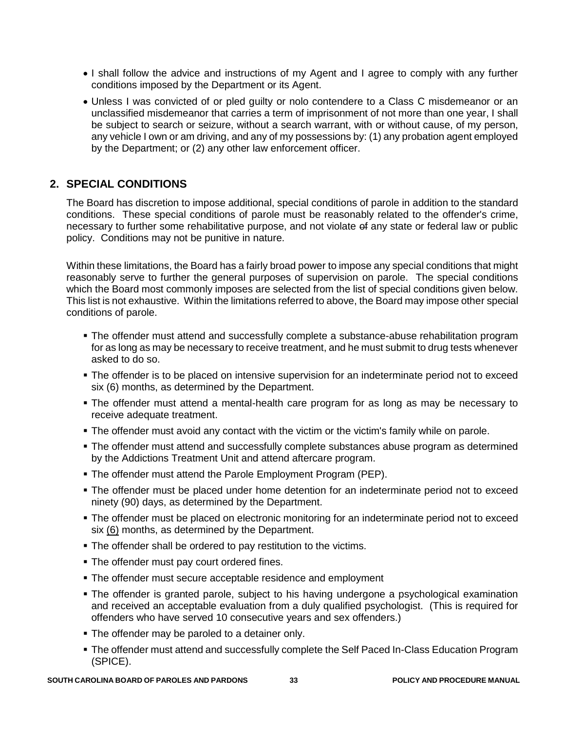- I shall follow the advice and instructions of my Agent and I agree to comply with any further conditions imposed by the Department or its Agent.
- Unless I was convicted of or pled guilty or nolo contendere to a Class C misdemeanor or an unclassified misdemeanor that carries a term of imprisonment of not more than one year, I shall be subject to search or seizure, without a search warrant, with or without cause, of my person, any vehicle I own or am driving, and any of my possessions by: (1) any probation agent employed by the Department; or (2) any other law enforcement officer.

## 2. SPECIAL CONDITIONS

The Board has discretion to impose additional, special conditions of parole in addition to the standard conditions. These special conditions of parole must be reasonably related to the offender's crime, necessary to further some rehabilitative purpose, and not violate ~~of~~ any state or federal law or public policy. Conditions may not be punitive in nature.

Within these limitations, the Board has a fairly broad power to impose any special conditions that might reasonably serve to further the general purposes of supervision on parole. The special conditions which the Board most commonly imposes are selected from the list of special conditions given below. This list is not exhaustive. Within the limitations referred to above, the Board may impose other special conditions of parole.

- The offender must attend and successfully complete a substance-abuse rehabilitation program for as long as may be necessary to receive treatment, and he must submit to drug tests whenever asked to do so.
- The offender is to be placed on intensive supervision for an indeterminate period not to exceed six (6) months, as determined by the Department.
- The offender must attend a mental-health care program for as long as may be necessary to receive adequate treatment.
- The offender must avoid any contact with the victim or the victim's family while on parole.
- The offender must attend and successfully complete substances abuse program as determined by the Addictions Treatment Unit and attend aftercare program.
- The offender must attend the Parole Employment Program (PEP).
- The offender must be placed under home detention for an indeterminate period not to exceed ninety (90) days, as determined by the Department.
- The offender must be placed on electronic monitoring for an indeterminate period not to exceed six (6) months, as determined by the Department.
- The offender shall be ordered to pay restitution to the victims.
- The offender must pay court ordered fines.
- The offender must secure acceptable residence and employment
- The offender is granted parole, subject to his having undergone a psychological examination and received an acceptable evaluation from a duly qualified psychologist. (This is required for offenders who have served 10 consecutive years and sex offenders.)
- The offender may be paroled to a detainer only.
- The offender must attend and successfully complete the Self Paced In-Class Education Program (SPICE).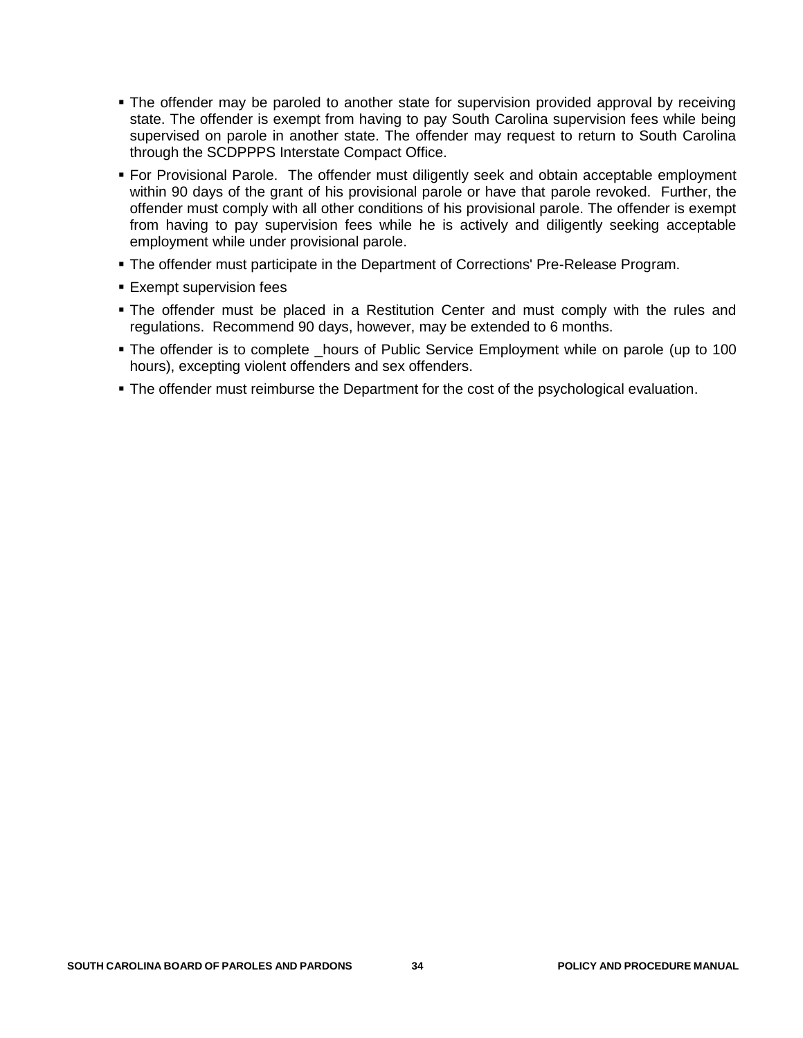- The offender may be paroled to another state for supervision provided approval by receiving state. The offender is exempt from having to pay South Carolina supervision fees while being supervised on parole in another state. The offender may request to return to South Carolina through the SCDPPPS Interstate Compact Office.
- For Provisional Parole. The offender must diligently seek and obtain acceptable employment within 90 days of the grant of his provisional parole or have that parole revoked. Further, the offender must comply with all other conditions of his provisional parole. The offender is exempt from having to pay supervision fees while he is actively and diligently seeking acceptable employment while under provisional parole.
- The offender must participate in the Department of Corrections' Pre-Release Program.
- Exempt supervision fees
- The offender must be placed in a Restitution Center and must comply with the rules and regulations. Recommend 90 days, however, may be extended to 6 months.
- The offender is to complete _hours of Public Service Employment while on parole (up to 100 hours), excepting violent offenders and sex offenders.
- The offender must reimburse the Department for the cost of the psychological evaluation.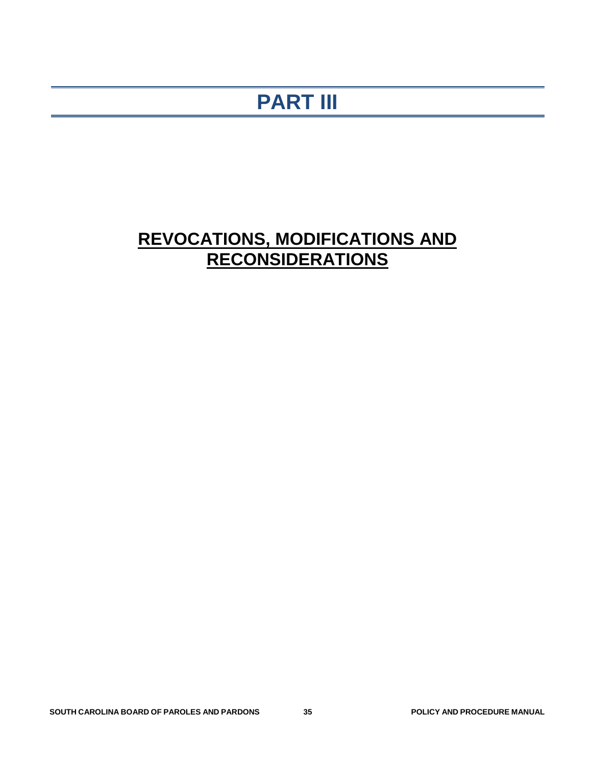# PART III

## REVOCATIONS, MODIFICATIONS AND RECONSIDERATIONS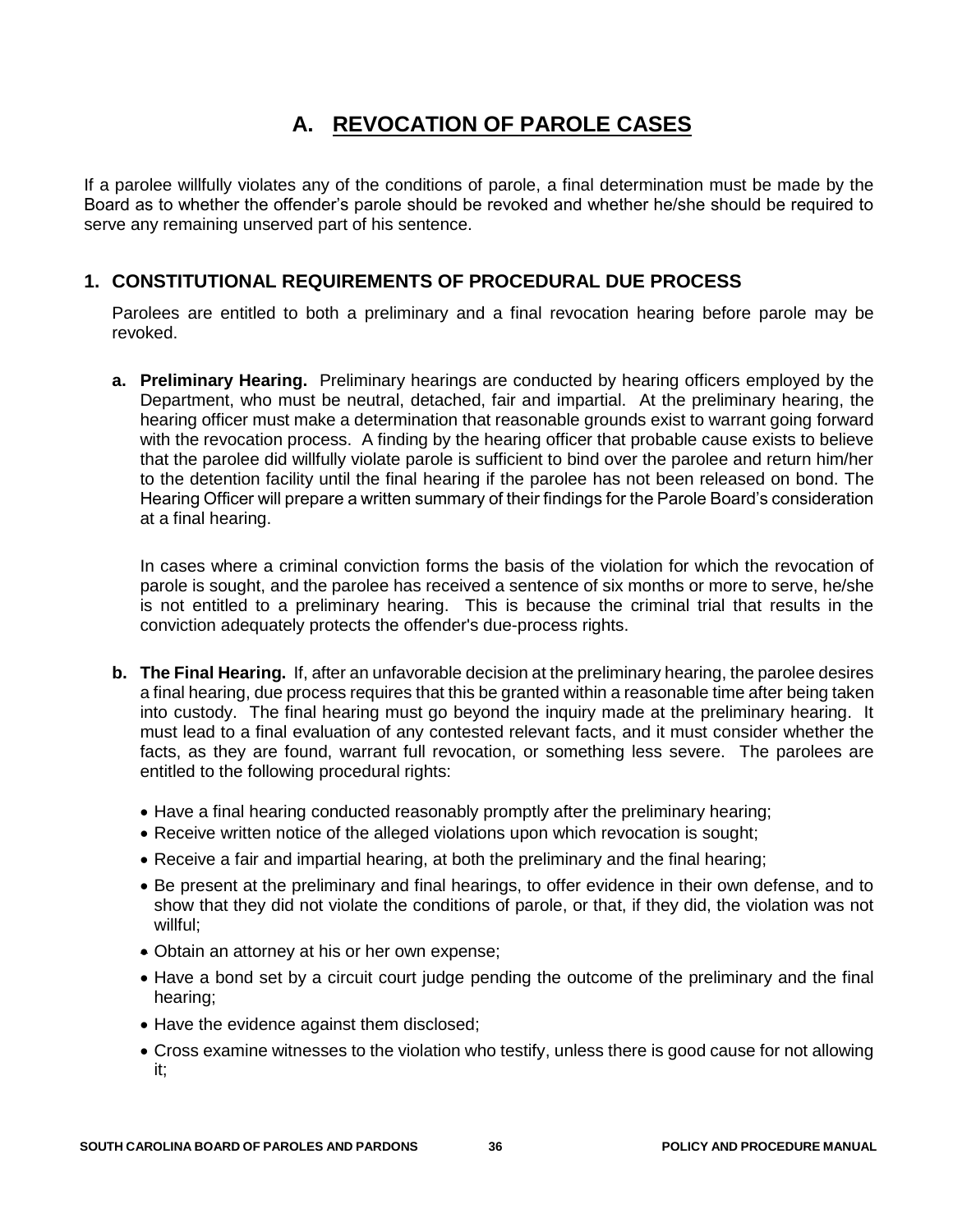# A. REVOCATION OF PAROLE CASES

If a parolee willfully violates any of the conditions of parole, a final determination must be made by the Board as to whether the offender's parole should be revoked and whether he/she should be required to serve any remaining unserved part of his sentence.

## 1. CONSTITUTIONAL REQUIREMENTS OF PROCEDURAL DUE PROCESS

Parolees are entitled to both a preliminary and a final revocation hearing before parole may be revoked.

**a. Preliminary Hearing.** Preliminary hearings are conducted by hearing officers employed by the Department, who must be neutral, detached, fair and impartial. At the preliminary hearing, the hearing officer must make a determination that reasonable grounds exist to warrant going forward with the revocation process. A finding by the hearing officer that probable cause exists to believe that the parolee did willfully violate parole is sufficient to bind over the parolee and return him/her to the detention facility until the final hearing if the parolee has not been released on bond. The Hearing Officer will prepare a written summary of their findings for the Parole Board's consideration at a final hearing.

In cases where a criminal conviction forms the basis of the violation for which the revocation of parole is sought, and the parolee has received a sentence of six months or more to serve, he/she is not entitled to a preliminary hearing. This is because the criminal trial that results in the conviction adequately protects the offender's due-process rights.

**b. The Final Hearing.** If, after an unfavorable decision at the preliminary hearing, the parolee desires a final hearing, due process requires that this be granted within a reasonable time after being taken into custody. The final hearing must go beyond the inquiry made at the preliminary hearing. It must lead to a final evaluation of any contested relevant facts, and it must consider whether the facts, as they are found, warrant full revocation, or something less severe. The parolees are entitled to the following procedural rights:

- Have a final hearing conducted reasonably promptly after the preliminary hearing;
- Receive written notice of the alleged violations upon which revocation is sought;
- Receive a fair and impartial hearing, at both the preliminary and the final hearing;
- Be present at the preliminary and final hearings, to offer evidence in their own defense, and to show that they did not violate the conditions of parole, or that, if they did, the violation was not willful;
- Obtain an attorney at his or her own expense;
- Have a bond set by a circuit court judge pending the outcome of the preliminary and the final hearing;
- Have the evidence against them disclosed;
- Cross examine witnesses to the violation who testify, unless there is good cause for not allowing it;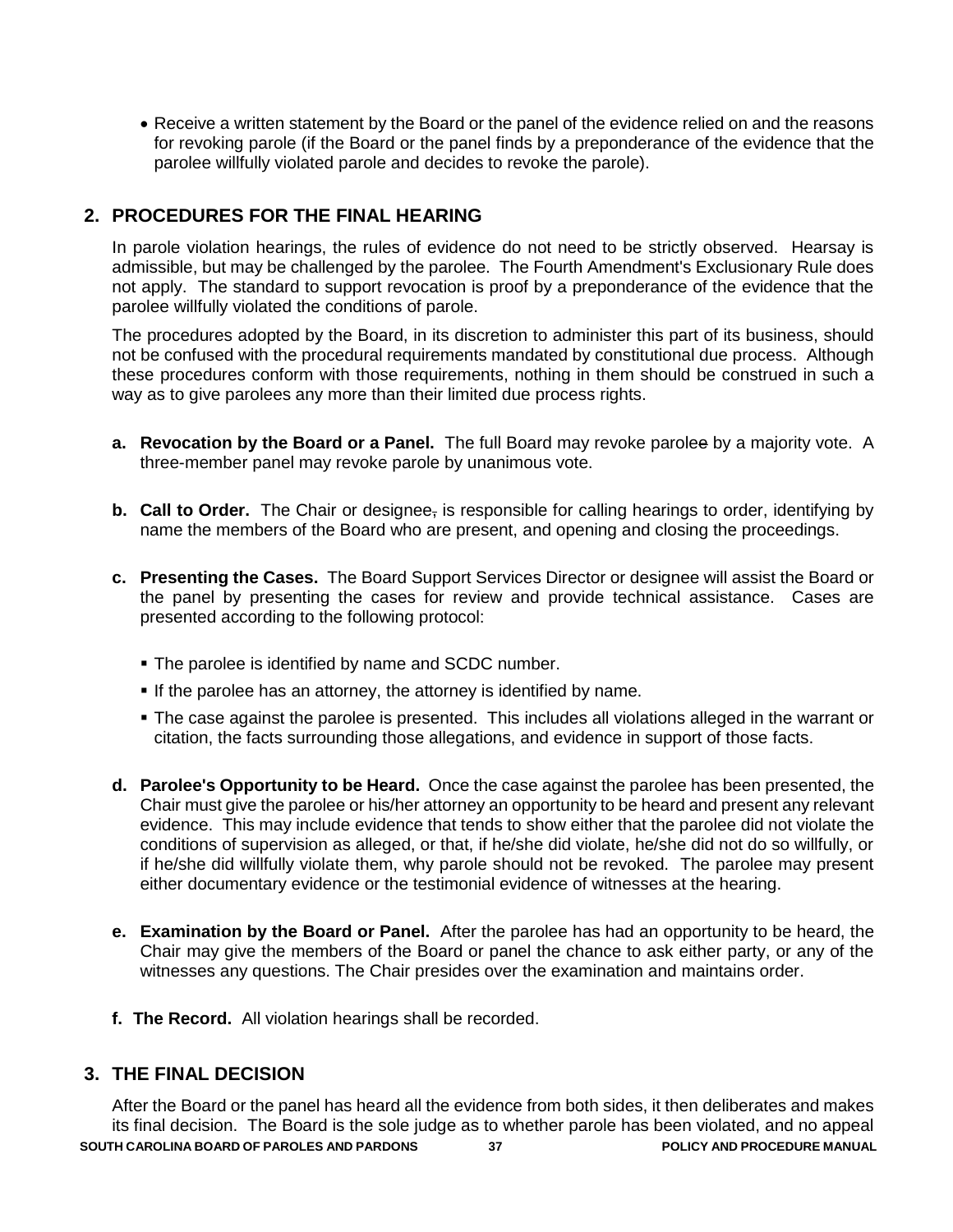- Receive a written statement by the Board or the panel of the evidence relied on and the reasons for revoking parole (if the Board or the panel finds by a preponderance of the evidence that the parolee willfully violated parole and decides to revoke the parole).

## 2. PROCEDURES FOR THE FINAL HEARING

In parole violation hearings, the rules of evidence do not need to be strictly observed. Hearsay is admissible, but may be challenged by the parolee. The Fourth Amendment's Exclusionary Rule does not apply. The standard to support revocation is proof by a preponderance of the evidence that the parolee willfully violated the conditions of parole.

The procedures adopted by the Board, in its discretion to administer this part of its business, should not be confused with the procedural requirements mandated by constitutional due process. Although these procedures conform with those requirements, nothing in them should be construed in such a way as to give parolees any more than their limited due process rights.

**a. Revocation by the Board or a Panel.** The full Board may revoke parolee by a majority vote. A three-member panel may revoke parole by unanimous vote.

**b. Call to Order.** The Chair or designee, is responsible for calling hearings to order, identifying by name the members of the Board who are present, and opening and closing the proceedings.

**c. Presenting the Cases.** The Board Support Services Director or designee will assist the Board or the panel by presenting the cases for review and provide technical assistance. Cases are presented according to the following protocol:

- The parolee is identified by name and SCDC number.
- If the parolee has an attorney, the attorney is identified by name.
- The case against the parolee is presented. This includes all violations alleged in the warrant or citation, the facts surrounding those allegations, and evidence in support of those facts.

**d. Parolee's Opportunity to be Heard.** Once the case against the parolee has been presented, the Chair must give the parolee or his/her attorney an opportunity to be heard and present any relevant evidence. This may include evidence that tends to show either that the parolee did not violate the conditions of supervision as alleged, or that, if he/she did violate, he/she did not do so willfully, or if he/she did willfully violate them, why parole should not be revoked. The parolee may present either documentary evidence or the testimonial evidence of witnesses at the hearing.

**e. Examination by the Board or Panel.** After the parolee has had an opportunity to be heard, the Chair may give the members of the Board or panel the chance to ask either party, or any of the witnesses any questions. The Chair presides over the examination and maintains order.

**f. The Record.** All violation hearings shall be recorded.

## 3. THE FINAL DECISION

After the Board or the panel has heard all the evidence from both sides, it then deliberates and makes its final decision. The Board is the sole judge as to whether parole has been violated, and no appeal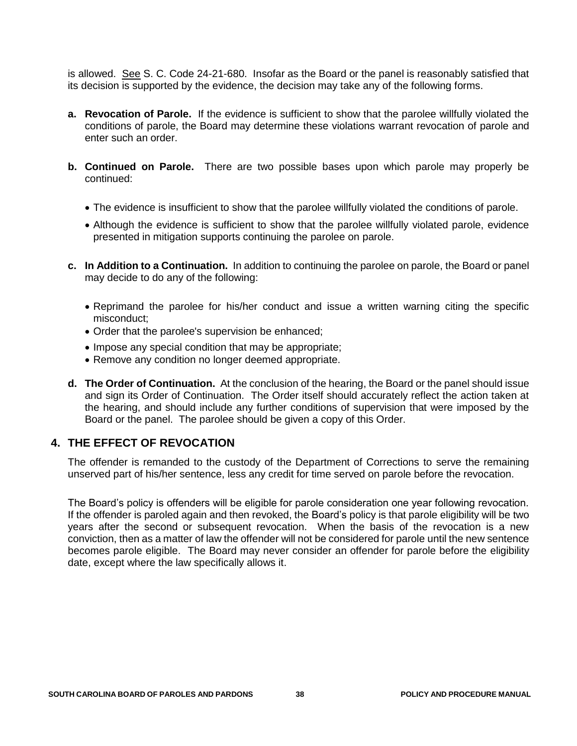is allowed. See S. C. Code 24-21-680. Insofar as the Board or the panel is reasonably satisfied that its decision is supported by the evidence, the decision may take any of the following forms.

**a. Revocation of Parole.** If the evidence is sufficient to show that the parolee willfully violated the conditions of parole, the Board may determine these violations warrant revocation of parole and enter such an order.

**b. Continued on Parole.** There are two possible bases upon which parole may properly be continued:

- The evidence is insufficient to show that the parolee willfully violated the conditions of parole.
- Although the evidence is sufficient to show that the parolee willfully violated parole, evidence presented in mitigation supports continuing the parolee on parole.

**c. In Addition to a Continuation.** In addition to continuing the parolee on parole, the Board or panel may decide to do any of the following:

- Reprimand the parolee for his/her conduct and issue a written warning citing the specific misconduct;
- Order that the parolee's supervision be enhanced;
- Impose any special condition that may be appropriate;
- Remove any condition no longer deemed appropriate.

**d. The Order of Continuation.** At the conclusion of the hearing, the Board or the panel should issue and sign its Order of Continuation. The Order itself should accurately reflect the action taken at the hearing, and should include any further conditions of supervision that were imposed by the Board or the panel. The parolee should be given a copy of this Order.

## 4. THE EFFECT OF REVOCATION

The offender is remanded to the custody of the Department of Corrections to serve the remaining unserved part of his/her sentence, less any credit for time served on parole before the revocation.

The Board's policy is offenders will be eligible for parole consideration one year following revocation. If the offender is paroled again and then revoked, the Board's policy is that parole eligibility will be two years after the second or subsequent revocation. When the basis of the revocation is a new conviction, then as a matter of law the offender will not be considered for parole until the new sentence becomes parole eligible. The Board may never consider an offender for parole before the eligibility date, except where the law specifically allows it.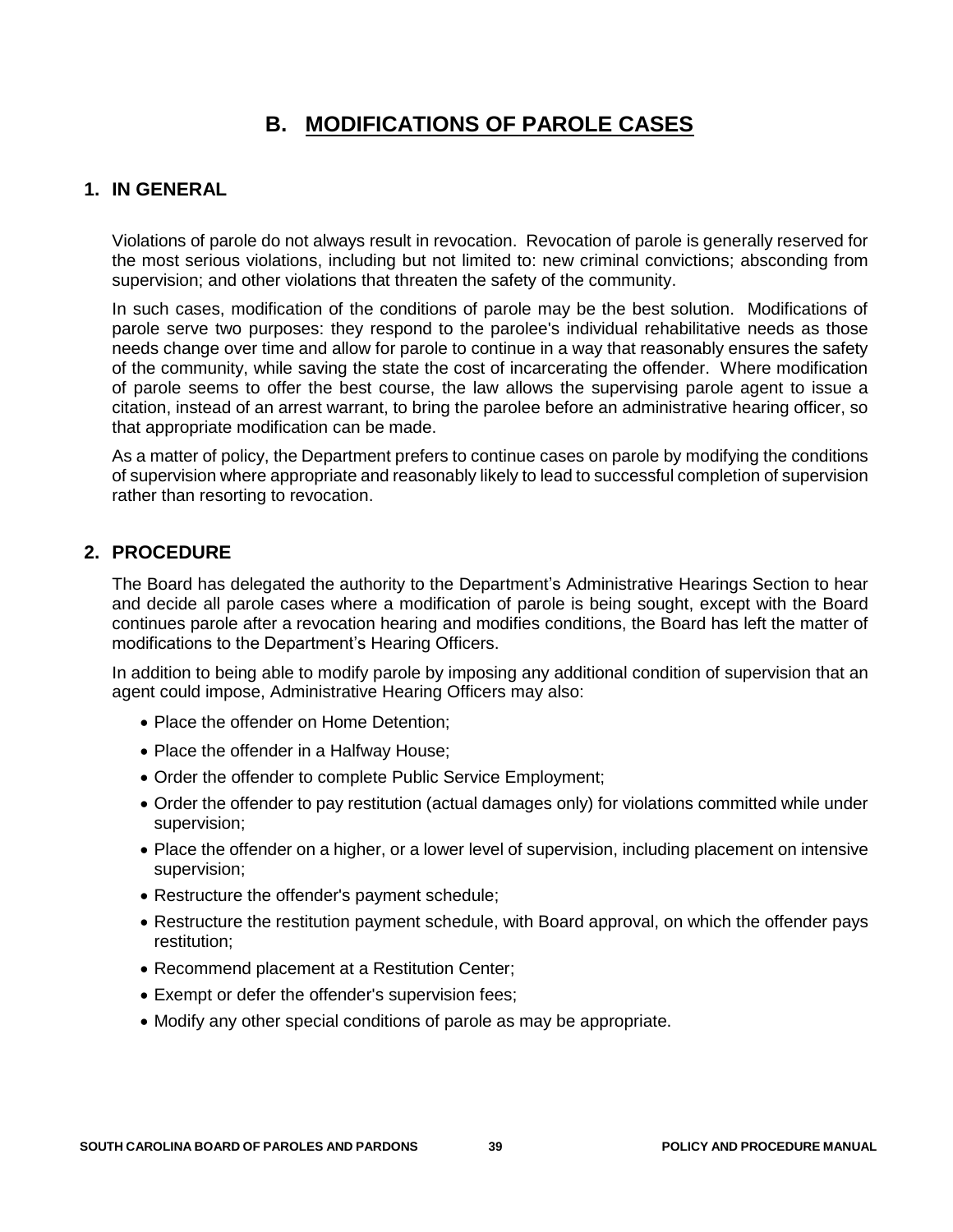# B. MODIFICATIONS OF PAROLE CASES

## 1. IN GENERAL

Violations of parole do not always result in revocation. Revocation of parole is generally reserved for the most serious violations, including but not limited to: new criminal convictions; absconding from supervision; and other violations that threaten the safety of the community.

In such cases, modification of the conditions of parole may be the best solution. Modifications of parole serve two purposes: they respond to the parolee's individual rehabilitative needs as those needs change over time and allow for parole to continue in a way that reasonably ensures the safety of the community, while saving the state the cost of incarcerating the offender. Where modification of parole seems to offer the best course, the law allows the supervising parole agent to issue a citation, instead of an arrest warrant, to bring the parolee before an administrative hearing officer, so that appropriate modification can be made.

As a matter of policy, the Department prefers to continue cases on parole by modifying the conditions of supervision where appropriate and reasonably likely to lead to successful completion of supervision rather than resorting to revocation.

## 2. PROCEDURE

The Board has delegated the authority to the Department's Administrative Hearings Section to hear and decide all parole cases where a modification of parole is being sought, except with the Board continues parole after a revocation hearing and modifies conditions, the Board has left the matter of modifications to the Department's Hearing Officers.

In addition to being able to modify parole by imposing any additional condition of supervision that an agent could impose, Administrative Hearing Officers may also:

- Place the offender on Home Detention;
- Place the offender in a Halfway House;
- Order the offender to complete Public Service Employment;
- Order the offender to pay restitution (actual damages only) for violations committed while under supervision;
- Place the offender on a higher, or a lower level of supervision, including placement on intensive supervision;
- Restructure the offender's payment schedule;
- Restructure the restitution payment schedule, with Board approval, on which the offender pays restitution;
- Recommend placement at a Restitution Center;
- Exempt or defer the offender's supervision fees;
- Modify any other special conditions of parole as may be appropriate.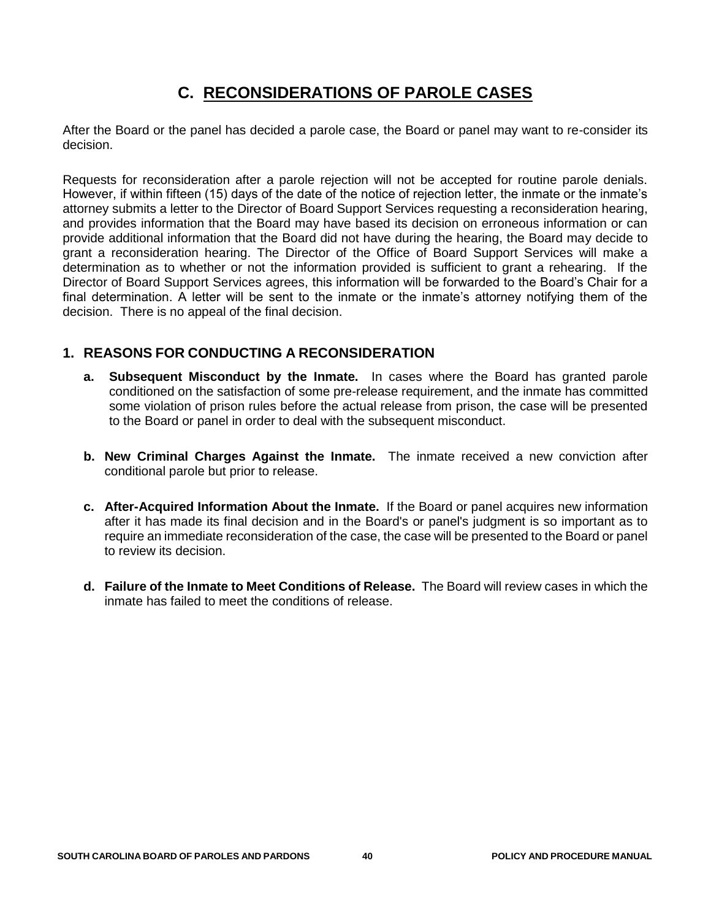# C. RECONSIDERATIONS OF PAROLE CASES

After the Board or the panel has decided a parole case, the Board or panel may want to re-consider its decision.

Requests for reconsideration after a parole rejection will not be accepted for routine parole denials. However, if within fifteen (15) days of the date of the notice of rejection letter, the inmate or the inmate's attorney submits a letter to the Director of Board Support Services requesting a reconsideration hearing, and provides information that the Board may have based its decision on erroneous information or can provide additional information that the Board did not have during the hearing, the Board may decide to grant a reconsideration hearing. The Director of the Office of Board Support Services will make a determination as to whether or not the information provided is sufficient to grant a rehearing. If the Director of Board Support Services agrees, this information will be forwarded to the Board's Chair for a final determination. A letter will be sent to the inmate or the inmate's attorney notifying them of the decision. There is no appeal of the final decision.

## 1. REASONS FOR CONDUCTING A RECONSIDERATION

**a. Subsequent Misconduct by the Inmate.** In cases where the Board has granted parole conditioned on the satisfaction of some pre-release requirement, and the inmate has committed some violation of prison rules before the actual release from prison, the case will be presented to the Board or panel in order to deal with the subsequent misconduct.

**b. New Criminal Charges Against the Inmate.** The inmate received a new conviction after conditional parole but prior to release.

**c. After-Acquired Information About the Inmate.** If the Board or panel acquires new information after it has made its final decision and in the Board's or panel's judgment is so important as to require an immediate reconsideration of the case, the case will be presented to the Board or panel to review its decision.

**d. Failure of the Inmate to Meet Conditions of Release.** The Board will review cases in which the inmate has failed to meet the conditions of release.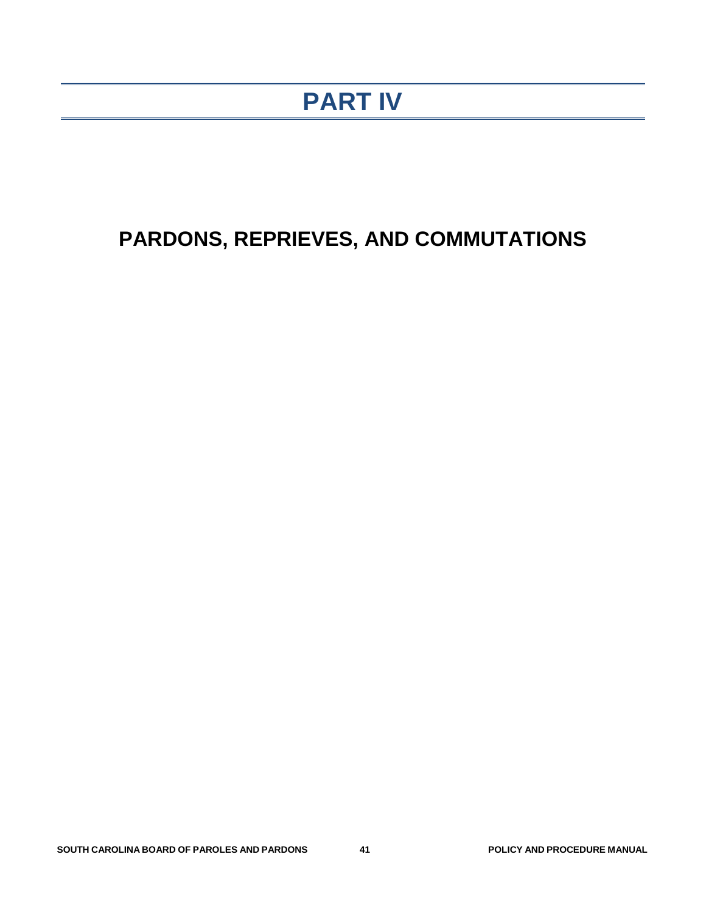# PART IV

## PARDONS, REPRIEVES, AND COMMUTATIONS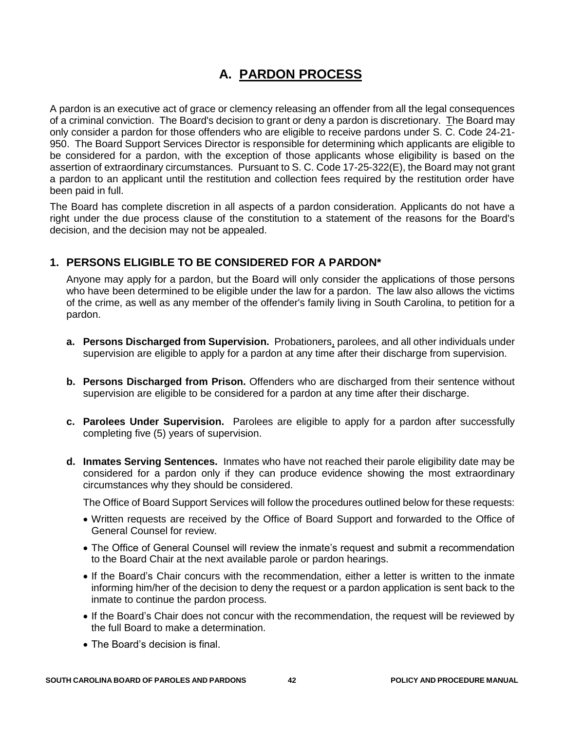# A. PARDON PROCESS

A pardon is an executive act of grace or clemency releasing an offender from all the legal consequences of a criminal conviction. The Board's decision to grant or deny a pardon is discretionary. The Board may only consider a pardon for those offenders who are eligible to receive pardons under S. C. Code 24-21-950. The Board Support Services Director is responsible for determining which applicants are eligible to be considered for a pardon, with the exception of those applicants whose eligibility is based on the assertion of extraordinary circumstances. Pursuant to S. C. Code 17-25-322(E), the Board may not grant a pardon to an applicant until the restitution and collection fees required by the restitution order have been paid in full.

The Board has complete discretion in all aspects of a pardon consideration. Applicants do not have a right under the due process clause of the constitution to a statement of the reasons for the Board's decision, and the decision may not be appealed.

## 1. PERSONS ELIGIBLE TO BE CONSIDERED FOR A PARDON*

Anyone may apply for a pardon, but the Board will only consider the applications of those persons who have been determined to be eligible under the law for a pardon. The law also allows the victims of the crime, as well as any member of the offender's family living in South Carolina, to petition for a pardon.

**a. Persons Discharged from Supervision.** Probationers, parolees, and all other individuals under supervision are eligible to apply for a pardon at any time after their discharge from supervision.

**b. Persons Discharged from Prison.** Offenders who are discharged from their sentence without supervision are eligible to be considered for a pardon at any time after their discharge.

**c. Parolees Under Supervision.** Parolees are eligible to apply for a pardon after successfully completing five (5) years of supervision.

**d. Inmates Serving Sentences.** Inmates who have not reached their parole eligibility date may be considered for a pardon only if they can produce evidence showing the most extraordinary circumstances why they should be considered.

The Office of Board Support Services will follow the procedures outlined below for these requests:

- Written requests are received by the Office of Board Support and forwarded to the Office of General Counsel for review.
- The Office of General Counsel will review the inmate's request and submit a recommendation to the Board Chair at the next available parole or pardon hearings.
- If the Board's Chair concurs with the recommendation, either a letter is written to the inmate informing him/her of the decision to deny the request or a pardon application is sent back to the inmate to continue the pardon process.
- If the Board's Chair does not concur with the recommendation, the request will be reviewed by the full Board to make a determination.
- The Board's decision is final.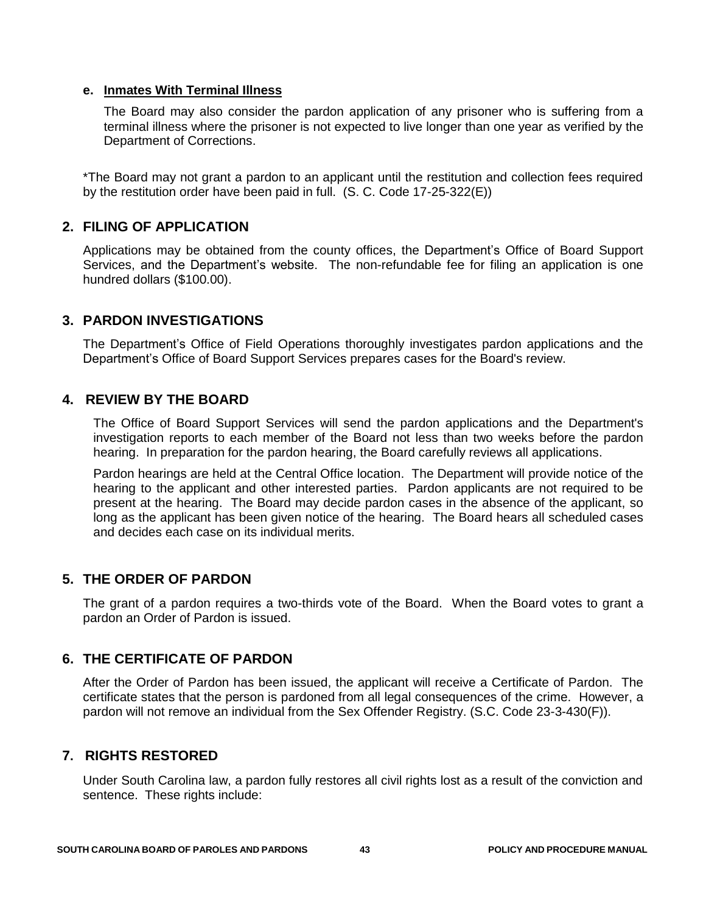**e. Inmates With Terminal Illness**

The Board may also consider the pardon application of any prisoner who is suffering from a terminal illness where the prisoner is not expected to live longer than one year as verified by the Department of Corrections.

*The Board may not grant a pardon to an applicant until the restitution and collection fees required by the restitution order have been paid in full. (S. C. Code 17-25-322(E))

## 2. FILING OF APPLICATION

Applications may be obtained from the county offices, the Department's Office of Board Support Services, and the Department's website. The non-refundable fee for filing an application is one hundred dollars ($100.00).

## 3. PARDON INVESTIGATIONS

The Department's Office of Field Operations thoroughly investigates pardon applications and the Department's Office of Board Support Services prepares cases for the Board's review.

## 4. REVIEW BY THE BOARD

The Office of Board Support Services will send the pardon applications and the Department's investigation reports to each member of the Board not less than two weeks before the pardon hearing. In preparation for the pardon hearing, the Board carefully reviews all applications.

Pardon hearings are held at the Central Office location. The Department will provide notice of the hearing to the applicant and other interested parties. Pardon applicants are not required to be present at the hearing. The Board may decide pardon cases in the absence of the applicant, so long as the applicant has been given notice of the hearing. The Board hears all scheduled cases and decides each case on its individual merits.

## 5. THE ORDER OF PARDON

The grant of a pardon requires a two-thirds vote of the Board. When the Board votes to grant a pardon an Order of Pardon is issued.

## 6. THE CERTIFICATE OF PARDON

After the Order of Pardon has been issued, the applicant will receive a Certificate of Pardon. The certificate states that the person is pardoned from all legal consequences of the crime. However, a pardon will not remove an individual from the Sex Offender Registry. (S.C. Code 23-3-430(F)).

## 7. RIGHTS RESTORED

Under South Carolina law, a pardon fully restores all civil rights lost as a result of the conviction and sentence. These rights include: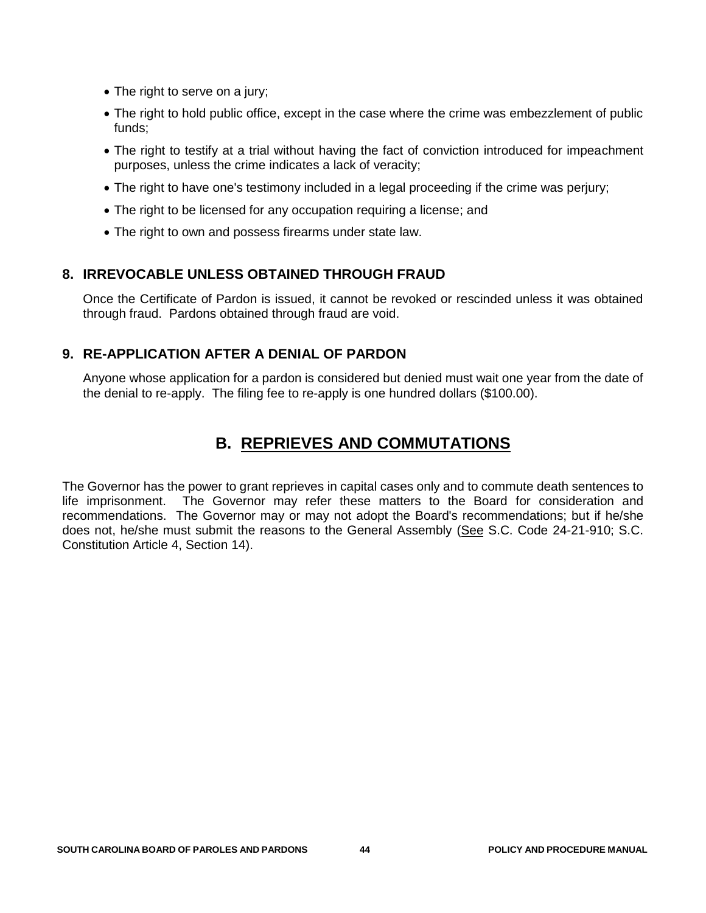- The right to serve on a jury;
- The right to hold public office, except in the case where the crime was embezzlement of public funds;
- The right to testify at a trial without having the fact of conviction introduced for impeachment purposes, unless the crime indicates a lack of veracity;
- The right to have one's testimony included in a legal proceeding if the crime was perjury;
- The right to be licensed for any occupation requiring a license; and
- The right to own and possess firearms under state law.

### 8. IRREVOCABLE UNLESS OBTAINED THROUGH FRAUD

Once the Certificate of Pardon is issued, it cannot be revoked or rescinded unless it was obtained through fraud. Pardons obtained through fraud are void.

### 9. RE-APPLICATION AFTER A DENIAL OF PARDON

Anyone whose application for a pardon is considered but denied must wait one year from the date of the denial to re-apply. The filing fee to re-apply is one hundred dollars ($100.00).

## B. REPRIEVES AND COMMUTATIONS

The Governor has the power to grant reprieves in capital cases only and to commute death sentences to life imprisonment. The Governor may refer these matters to the Board for consideration and recommendations. The Governor may or may not adopt the Board's recommendations; but if he/she does not, he/she must submit the reasons to the General Assembly (See S.C. Code 24-21-910; S.C. Constitution Article 4, Section 14).